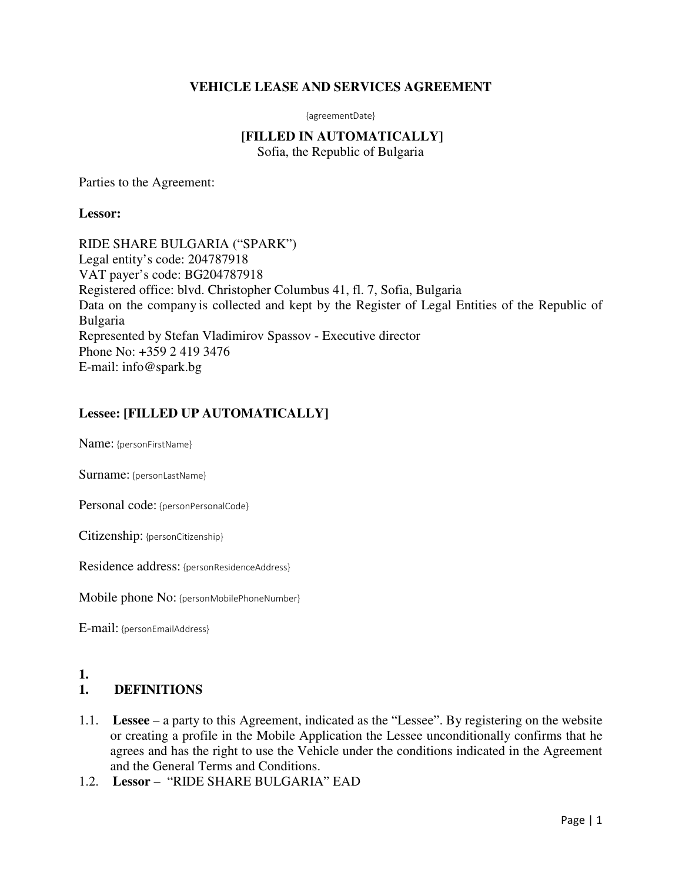# VEHICLE LEASE AND SERVICES AGREEMENT

{agreementDate}

**[FILLED IN AUTOMATICALLY]**
Sofia, the Republic of Bulgaria

Parties to the Agreement:

**Lessor:**

RIDE SHARE BULGARIA ("SPARK")
Legal entity's code: 204787918
VAT payer's code: BG204787918
Registered office: blvd. Christopher Columbus 41, fl. 7, Sofia, Bulgaria
Data on the company is collected and kept by the Register of Legal Entities of the Republic of Bulgaria
Represented by Stefan Vladimirov Spassov - Executive director
Phone No: +359 2 419 3476
E-mail: info@spark.bg

**Lessee: [FILLED UP AUTOMATICALLY]**

Name: {personFirstName}

Surname: {personLastName}

Personal code: {personPersonalCode}

Citizenship: {personCitizenship}

Residence address: {personResidenceAddress}

Mobile phone No: {personMobilePhoneNumber}

E-mail: {personEmailAddress}

**1.**

## 1. DEFINITIONS

1.1. **Lessee** – a party to this Agreement, indicated as the "Lessee". By registering on the website or creating a profile in the Mobile Application the Lessee unconditionally confirms that he agrees and has the right to use the Vehicle under the conditions indicated in the Agreement and the General Terms and Conditions.

1.2. **Lessor** – "RIDE SHARE BULGARIA" EAD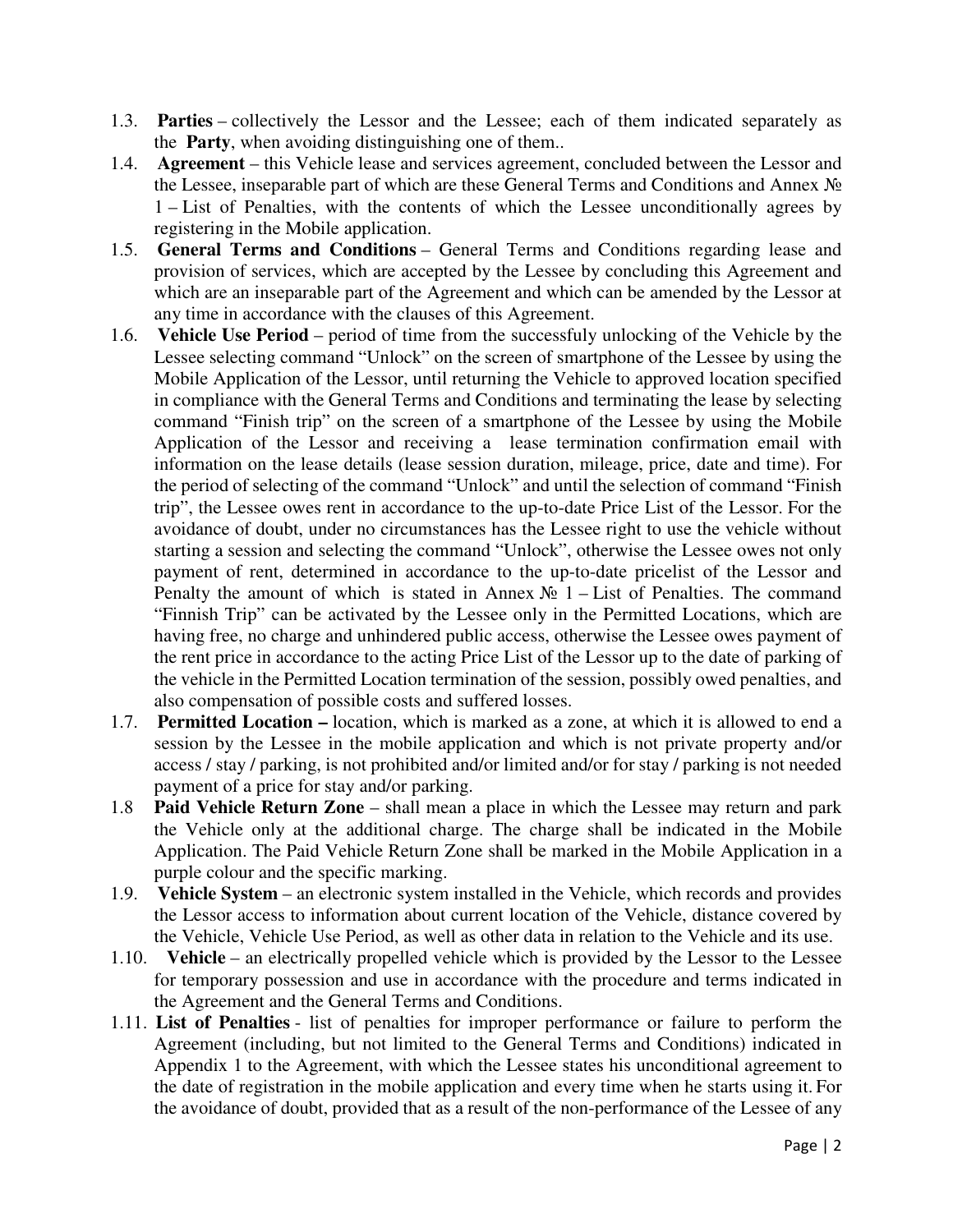1.3. **Parties** – collectively the Lessor and the Lessee; each of them indicated separately as the **Party**, when avoiding distinguishing one of them..

1.4. **Agreement** – this Vehicle lease and services agreement, concluded between the Lessor and the Lessee, inseparable part of which are these General Terms and Conditions and Annex № 1 – List of Penalties, with the contents of which the Lessee unconditionally agrees by registering in the Mobile application.

1.5. **General Terms and Conditions** – General Terms and Conditions regarding lease and provision of services, which are accepted by the Lessee by concluding this Agreement and which are an inseparable part of the Agreement and which can be amended by the Lessor at any time in accordance with the clauses of this Agreement.

1.6. **Vehicle Use Period** – period of time from the successfuly unlocking of the Vehicle by the Lessee selecting command "Unlock" on the screen of smartphone of the Lessee by using the Mobile Application of the Lessor, until returning the Vehicle to approved location specified in compliance with the General Terms and Conditions and terminating the lease by selecting command "Finish trip" on the screen of a smartphone of the Lessee by using the Mobile Application of the Lessor and receiving a lease termination confirmation email with information on the lease details (lease session duration, mileage, price, date and time). For the period of selecting of the command "Unlock" and until the selection of command "Finish trip", the Lessee owes rent in accordance to the up-to-date Price List of the Lessor. For the avoidance of doubt, under no circumstances has the Lessee right to use the vehicle without starting a session and selecting the command "Unlock", otherwise the Lessee owes not only payment of rent, determined in accordance to the up-to-date pricelist of the Lessor and Penalty the amount of which is stated in Annex № 1 – List of Penalties. The command "Finnish Trip" can be activated by the Lessee only in the Permitted Locations, which are having free, no charge and unhindered public access, otherwise the Lessee owes payment of the rent price in accordance to the acting Price List of the Lessor up to the date of parking of the vehicle in the Permitted Location termination of the session, possibly owed penalties, and also compensation of possible costs and suffered losses.

1.7. **Permitted Location –** location, which is marked as a zone, at which it is allowed to end a session by the Lessee in the mobile application and which is not private property and/or access / stay / parking, is not prohibited and/or limited and/or for stay / parking is not needed payment of a price for stay and/or parking.

1.8 **Paid Vehicle Return Zone** – shall mean a place in which the Lessee may return and park the Vehicle only at the additional charge. The charge shall be indicated in the Mobile Application. The Paid Vehicle Return Zone shall be marked in the Mobile Application in a purple colour and the specific marking.

1.9. **Vehicle System** – an electronic system installed in the Vehicle, which records and provides the Lessor access to information about current location of the Vehicle, distance covered by the Vehicle, Vehicle Use Period, as well as other data in relation to the Vehicle and its use.

1.10. **Vehicle** – an electrically propelled vehicle which is provided by the Lessor to the Lessee for temporary possession and use in accordance with the procedure and terms indicated in the Agreement and the General Terms and Conditions.

1.11. **List of Penalties** - list of penalties for improper performance or failure to perform the Agreement (including, but not limited to the General Terms and Conditions) indicated in Appendix 1 to the Agreement, with which the Lessee states his unconditional agreement to the date of registration in the mobile application and every time when he starts using it. For the avoidance of doubt, provided that as a result of the non-performance of the Lessee of any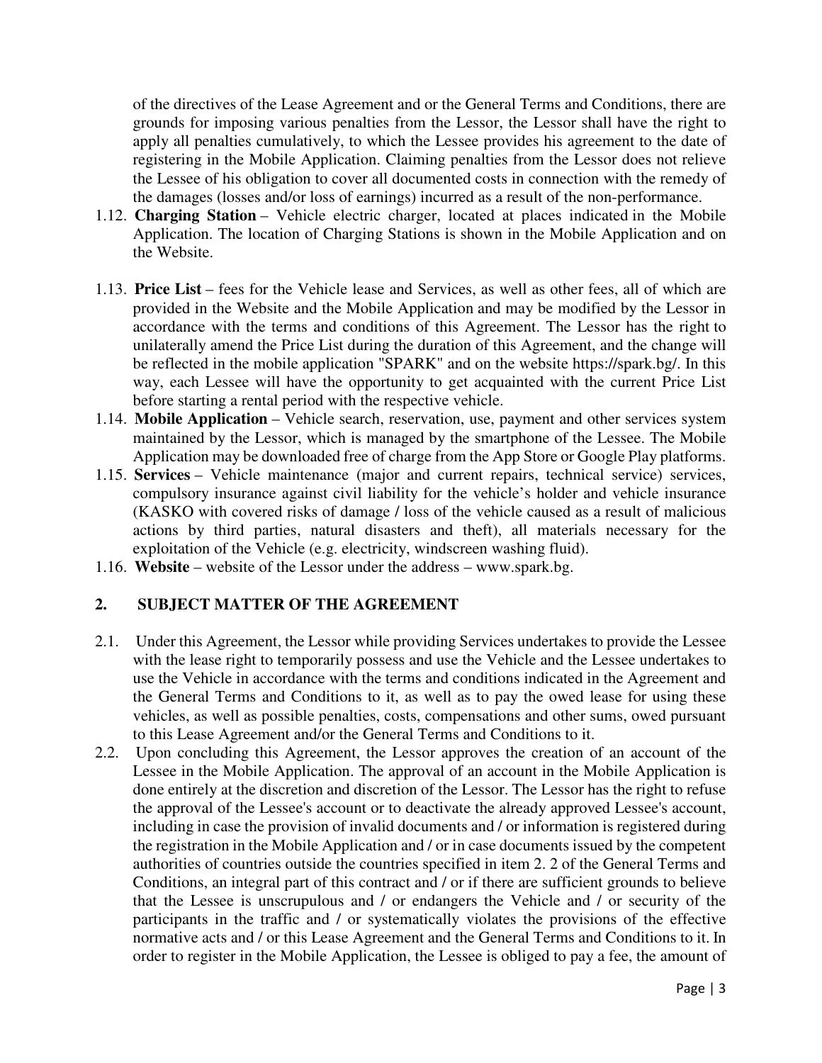of the directives of the Lease Agreement and or the General Terms and Conditions, there are grounds for imposing various penalties from the Lessor, the Lessor shall have the right to apply all penalties cumulatively, to which the Lessee provides his agreement to the date of registering in the Mobile Application. Claiming penalties from the Lessor does not relieve the Lessee of his obligation to cover all documented costs in connection with the remedy of the damages (losses and/or loss of earnings) incurred as a result of the non-performance.

1.12. **Charging Station** – Vehicle electric charger, located at places indicated in the Mobile Application. The location of Charging Stations is shown in the Mobile Application and on the Website.

1.13. **Price List** – fees for the Vehicle lease and Services, as well as other fees, all of which are provided in the Website and the Mobile Application and may be modified by the Lessor in accordance with the terms and conditions of this Agreement. The Lessor has the right to unilaterally amend the Price List during the duration of this Agreement, and the change will be reflected in the mobile application "SPARK" and on the website https://spark.bg/. In this way, each Lessee will have the opportunity to get acquainted with the current Price List before starting a rental period with the respective vehicle.

1.14. **Mobile Application** – Vehicle search, reservation, use, payment and other services system maintained by the Lessor, which is managed by the smartphone of the Lessee. The Mobile Application may be downloaded free of charge from the App Store or Google Play platforms.

1.15. **Services** – Vehicle maintenance (major and current repairs, technical service) services, compulsory insurance against civil liability for the vehicle's holder and vehicle insurance (KASKO with covered risks of damage / loss of the vehicle caused as a result of malicious actions by third parties, natural disasters and theft), all materials necessary for the exploitation of the Vehicle (e.g. electricity, windscreen washing fluid).

1.16. **Website** – website of the Lessor under the address – www.spark.bg.

## 2. SUBJECT MATTER OF THE AGREEMENT

2.1. Under this Agreement, the Lessor while providing Services undertakes to provide the Lessee with the lease right to temporarily possess and use the Vehicle and the Lessee undertakes to use the Vehicle in accordance with the terms and conditions indicated in the Agreement and the General Terms and Conditions to it, as well as to pay the owed lease for using these vehicles, as well as possible penalties, costs, compensations and other sums, owed pursuant to this Lease Agreement and/or the General Terms and Conditions to it.

2.2. Upon concluding this Agreement, the Lessor approves the creation of an account of the Lessee in the Mobile Application. The approval of an account in the Mobile Application is done entirely at the discretion and discretion of the Lessor. The Lessor has the right to refuse the approval of the Lessee's account or to deactivate the already approved Lessee's account, including in case the provision of invalid documents and / or information is registered during the registration in the Mobile Application and / or in case documents issued by the competent authorities of countries outside the countries specified in item 2. 2 of the General Terms and Conditions, an integral part of this contract and / or if there are sufficient grounds to believe that the Lessee is unscrupulous and / or endangers the Vehicle and / or security of the participants in the traffic and / or systematically violates the provisions of the effective normative acts and / or this Lease Agreement and the General Terms and Conditions to it. In order to register in the Mobile Application, the Lessee is obliged to pay a fee, the amount of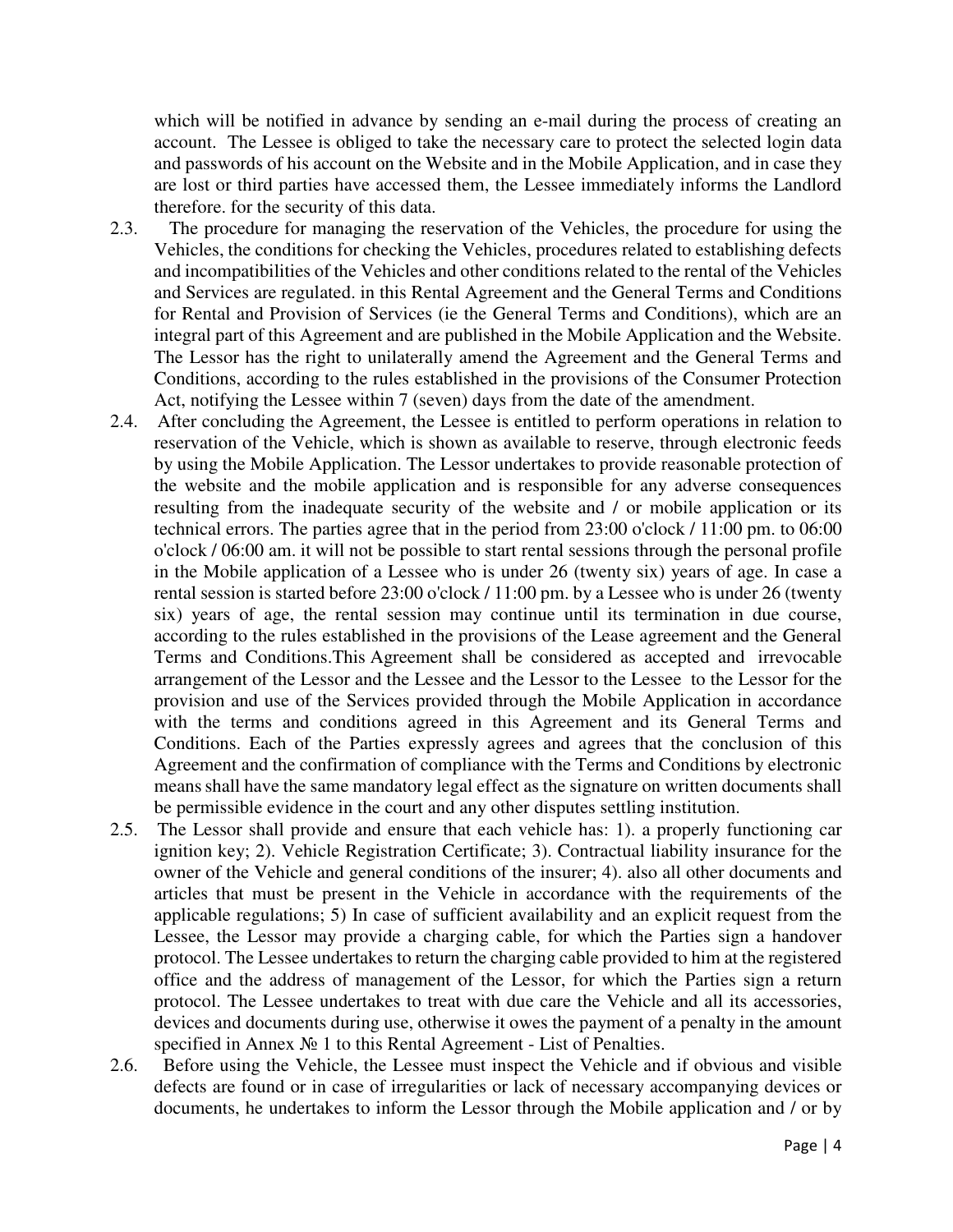which will be notified in advance by sending an e-mail during the process of creating an account. The Lessee is obliged to take the necessary care to protect the selected login data and passwords of his account on the Website and in the Mobile Application, and in case they are lost or third parties have accessed them, the Lessee immediately informs the Landlord therefore. for the security of this data.

2.3. The procedure for managing the reservation of the Vehicles, the procedure for using the Vehicles, the conditions for checking the Vehicles, procedures related to establishing defects and incompatibilities of the Vehicles and other conditions related to the rental of the Vehicles and Services are regulated. in this Rental Agreement and the General Terms and Conditions for Rental and Provision of Services (ie the General Terms and Conditions), which are an integral part of this Agreement and are published in the Mobile Application and the Website. The Lessor has the right to unilaterally amend the Agreement and the General Terms and Conditions, according to the rules established in the provisions of the Consumer Protection Act, notifying the Lessee within 7 (seven) days from the date of the amendment.

2.4. After concluding the Agreement, the Lessee is entitled to perform operations in relation to reservation of the Vehicle, which is shown as available to reserve, through electronic feeds by using the Mobile Application. The Lessor undertakes to provide reasonable protection of the website and the mobile application and is responsible for any adverse consequences resulting from the inadequate security of the website and / or mobile application or its technical errors. The parties agree that in the period from 23:00 o'clock / 11:00 pm. to 06:00 o'clock / 06:00 am. it will not be possible to start rental sessions through the personal profile in the Mobile application of a Lessee who is under 26 (twenty six) years of age. In case a rental session is started before 23:00 o'clock / 11:00 pm. by a Lessee who is under 26 (twenty six) years of age, the rental session may continue until its termination in due course, according to the rules established in the provisions of the Lease agreement and the General Terms and Conditions.This Agreement shall be considered as accepted and irrevocable arrangement of the Lessor and the Lessee and the Lessor to the Lessee to the Lessor for the provision and use of the Services provided through the Mobile Application in accordance with the terms and conditions agreed in this Agreement and its General Terms and Conditions. Each of the Parties expressly agrees and agrees that the conclusion of this Agreement and the confirmation of compliance with the Terms and Conditions by electronic means shall have the same mandatory legal effect as the signature on written documents shall be permissible evidence in the court and any other disputes settling institution.

2.5. The Lessor shall provide and ensure that each vehicle has: 1). a properly functioning car ignition key; 2). Vehicle Registration Certificate; 3). Contractual liability insurance for the owner of the Vehicle and general conditions of the insurer; 4). also all other documents and articles that must be present in the Vehicle in accordance with the requirements of the applicable regulations; 5) In case of sufficient availability and an explicit request from the Lessee, the Lessor may provide a charging cable, for which the Parties sign a handover protocol. The Lessee undertakes to return the charging cable provided to him at the registered office and the address of management of the Lessor, for which the Parties sign a return protocol. The Lessee undertakes to treat with due care the Vehicle and all its accessories, devices and documents during use, otherwise it owes the payment of a penalty in the amount specified in Annex № 1 to this Rental Agreement - List of Penalties.

2.6. Before using the Vehicle, the Lessee must inspect the Vehicle and if obvious and visible defects are found or in case of irregularities or lack of necessary accompanying devices or documents, he undertakes to inform the Lessor through the Mobile application and / or by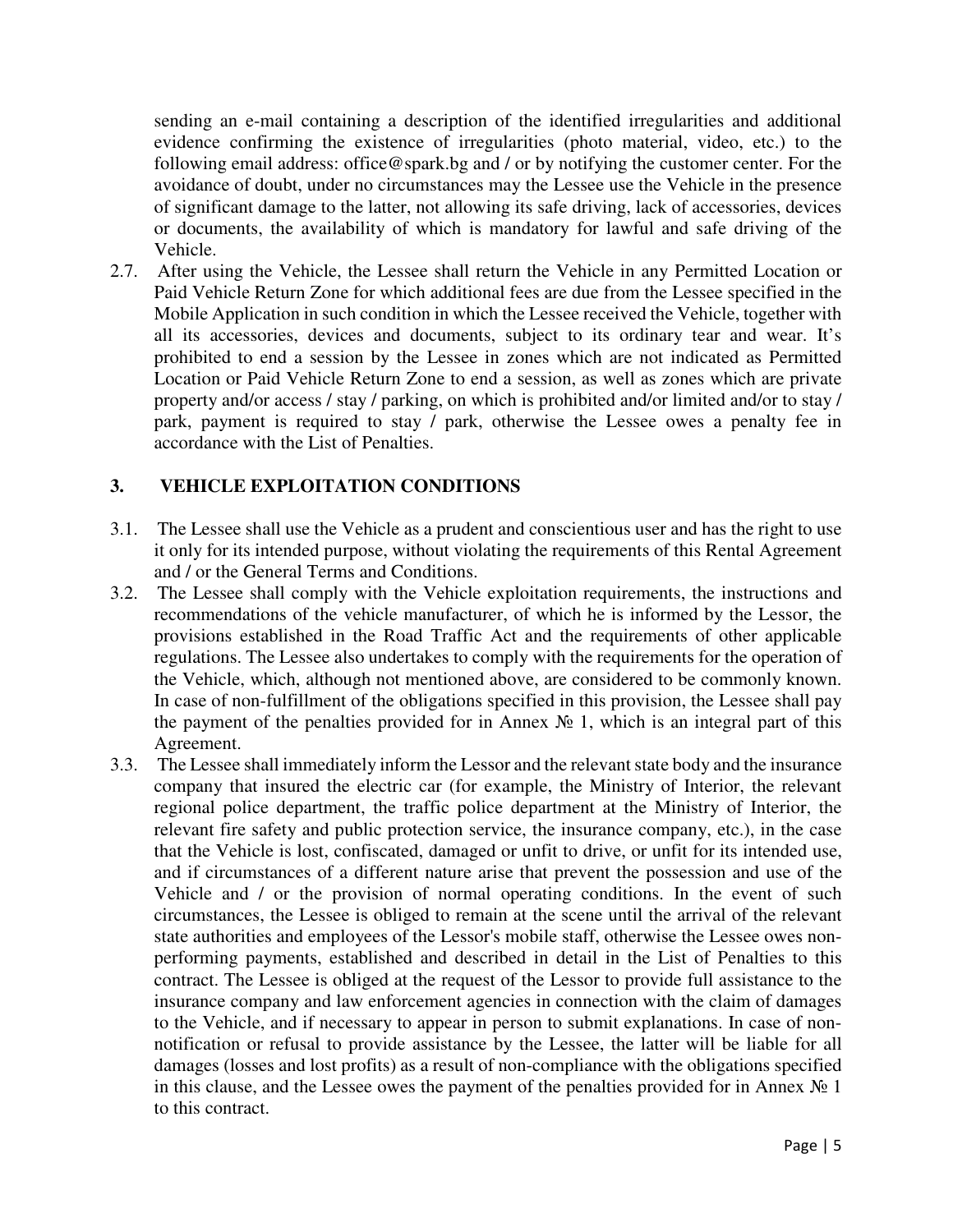sending an e-mail containing a description of the identified irregularities and additional evidence confirming the existence of irregularities (photo material, video, etc.) to the following email address: office@spark.bg and / or by notifying the customer center. For the avoidance of doubt, under no circumstances may the Lessee use the Vehicle in the presence of significant damage to the latter, not allowing its safe driving, lack of accessories, devices or documents, the availability of which is mandatory for lawful and safe driving of the Vehicle.

2.7. After using the Vehicle, the Lessee shall return the Vehicle in any Permitted Location or Paid Vehicle Return Zone for which additional fees are due from the Lessee specified in the Mobile Application in such condition in which the Lessee received the Vehicle, together with all its accessories, devices and documents, subject to its ordinary tear and wear. It's prohibited to end a session by the Lessee in zones which are not indicated as Permitted Location or Paid Vehicle Return Zone to end a session, as well as zones which are private property and/or access / stay / parking, on which is prohibited and/or limited and/or to stay / park, payment is required to stay / park, otherwise the Lessee owes a penalty fee in accordance with the List of Penalties.

## 3. VEHICLE EXPLOITATION CONDITIONS

3.1. The Lessee shall use the Vehicle as a prudent and conscientious user and has the right to use it only for its intended purpose, without violating the requirements of this Rental Agreement and / or the General Terms and Conditions.

3.2. The Lessee shall comply with the Vehicle exploitation requirements, the instructions and recommendations of the vehicle manufacturer, of which he is informed by the Lessor, the provisions established in the Road Traffic Act and the requirements of other applicable regulations. The Lessee also undertakes to comply with the requirements for the operation of the Vehicle, which, although not mentioned above, are considered to be commonly known. In case of non-fulfillment of the obligations specified in this provision, the Lessee shall pay the payment of the penalties provided for in Annex № 1, which is an integral part of this Agreement.

3.3. The Lessee shall immediately inform the Lessor and the relevant state body and the insurance company that insured the electric car (for example, the Ministry of Interior, the relevant regional police department, the traffic police department at the Ministry of Interior, the relevant fire safety and public protection service, the insurance company, etc.), in the case that the Vehicle is lost, confiscated, damaged or unfit to drive, or unfit for its intended use, and if circumstances of a different nature arise that prevent the possession and use of the Vehicle and / or the provision of normal operating conditions. In the event of such circumstances, the Lessee is obliged to remain at the scene until the arrival of the relevant state authorities and employees of the Lessor's mobile staff, otherwise the Lessee owes non-performing payments, established and described in detail in the List of Penalties to this contract. The Lessee is obliged at the request of the Lessor to provide full assistance to the insurance company and law enforcement agencies in connection with the claim of damages to the Vehicle, and if necessary to appear in person to submit explanations. In case of non-notification or refusal to provide assistance by the Lessee, the latter will be liable for all damages (losses and lost profits) as a result of non-compliance with the obligations specified in this clause, and the Lessee owes the payment of the penalties provided for in Annex № 1 to this contract.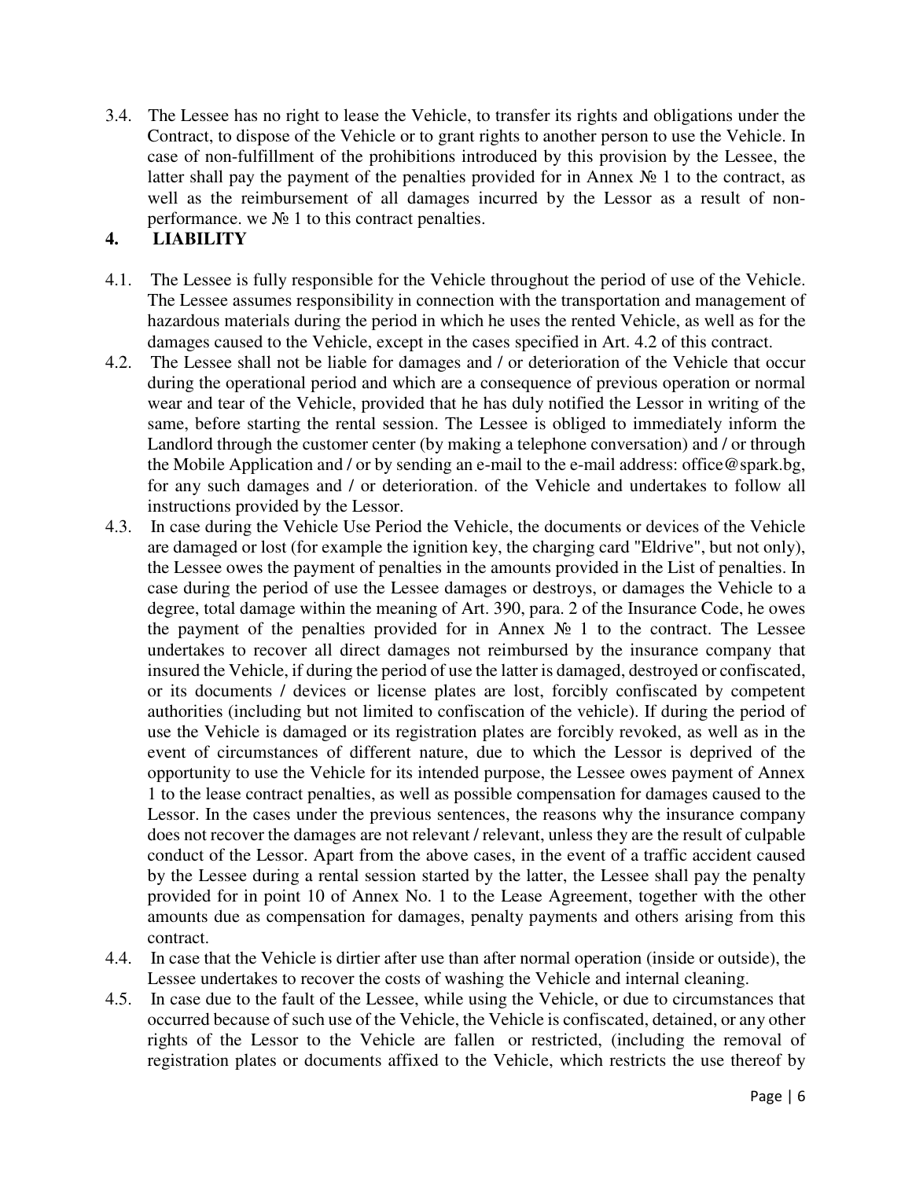3.4. The Lessee has no right to lease the Vehicle, to transfer its rights and obligations under the Contract, to dispose of the Vehicle or to grant rights to another person to use the Vehicle. In case of non-fulfillment of the prohibitions introduced by this provision by the Lessee, the latter shall pay the payment of the penalties provided for in Annex № 1 to the contract, as well as the reimbursement of all damages incurred by the Lessor as a result of non-performance. we № 1 to this contract penalties.

## 4. LIABILITY

4.1. The Lessee is fully responsible for the Vehicle throughout the period of use of the Vehicle. The Lessee assumes responsibility in connection with the transportation and management of hazardous materials during the period in which he uses the rented Vehicle, as well as for the damages caused to the Vehicle, except in the cases specified in Art. 4.2 of this contract.

4.2. The Lessee shall not be liable for damages and / or deterioration of the Vehicle that occur during the operational period and which are a consequence of previous operation or normal wear and tear of the Vehicle, provided that he has duly notified the Lessor in writing of the same, before starting the rental session. The Lessee is obliged to immediately inform the Landlord through the customer center (by making a telephone conversation) and / or through the Mobile Application and / or by sending an e-mail to the e-mail address: office@spark.bg, for any such damages and / or deterioration. of the Vehicle and undertakes to follow all instructions provided by the Lessor.

4.3. In case during the Vehicle Use Period the Vehicle, the documents or devices of the Vehicle are damaged or lost (for example the ignition key, the charging card "Eldrive", but not only), the Lessee owes the payment of penalties in the amounts provided in the List of penalties. In case during the period of use the Lessee damages or destroys, or damages the Vehicle to a degree, total damage within the meaning of Art. 390, para. 2 of the Insurance Code, he owes the payment of the penalties provided for in Annex № 1 to the contract. The Lessee undertakes to recover all direct damages not reimbursed by the insurance company that insured the Vehicle, if during the period of use the latter is damaged, destroyed or confiscated, or its documents / devices or license plates are lost, forcibly confiscated by competent authorities (including but not limited to confiscation of the vehicle). If during the period of use the Vehicle is damaged or its registration plates are forcibly revoked, as well as in the event of circumstances of different nature, due to which the Lessor is deprived of the opportunity to use the Vehicle for its intended purpose, the Lessee owes payment of Annex 1 to the lease contract penalties, as well as possible compensation for damages caused to the Lessor. In the cases under the previous sentences, the reasons why the insurance company does not recover the damages are not relevant / relevant, unless they are the result of culpable conduct of the Lessor. Apart from the above cases, in the event of a traffic accident caused by the Lessee during a rental session started by the latter, the Lessee shall pay the penalty provided for in point 10 of Annex No. 1 to the Lease Agreement, together with the other amounts due as compensation for damages, penalty payments and others arising from this contract.

4.4. In case that the Vehicle is dirtier after use than after normal operation (inside or outside), the Lessee undertakes to recover the costs of washing the Vehicle and internal cleaning.

4.5. In case due to the fault of the Lessee, while using the Vehicle, or due to circumstances that occurred because of such use of the Vehicle, the Vehicle is confiscated, detained, or any other rights of the Lessor to the Vehicle are fallen or restricted, (including the removal of registration plates or documents affixed to the Vehicle, which restricts the use thereof by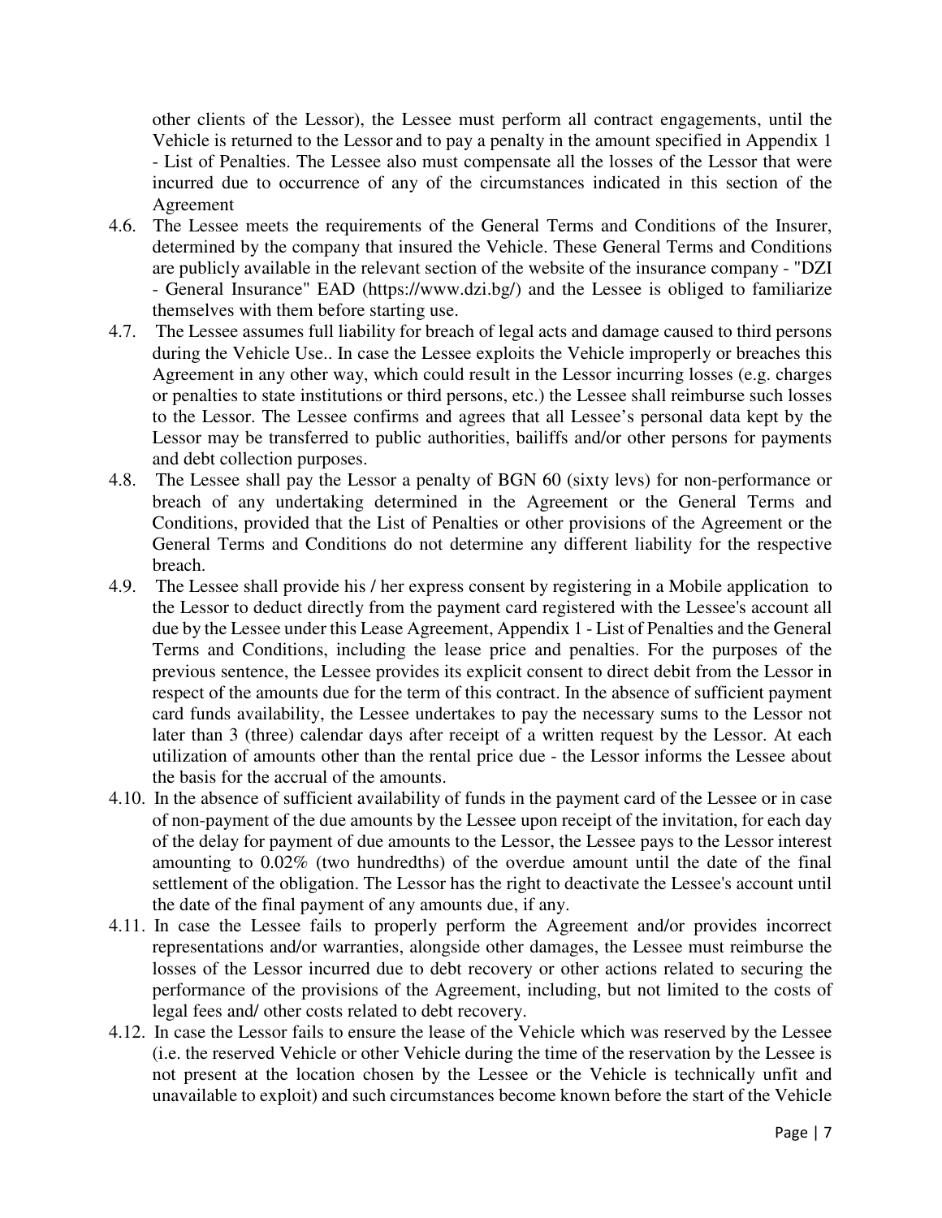other clients of the Lessor), the Lessee must perform all contract engagements, until the Vehicle is returned to the Lessor and to pay a penalty in the amount specified in Appendix 1 - List of Penalties. The Lessee also must compensate all the losses of the Lessor that were incurred due to occurrence of any of the circumstances indicated in this section of the Agreement

4.6. The Lessee meets the requirements of the General Terms and Conditions of the Insurer, determined by the company that insured the Vehicle. These General Terms and Conditions are publicly available in the relevant section of the website of the insurance company - "DZI - General Insurance" EAD (https://www.dzi.bg/) and the Lessee is obliged to familiarize themselves with them before starting use.

4.7. The Lessee assumes full liability for breach of legal acts and damage caused to third persons during the Vehicle Use.. In case the Lessee exploits the Vehicle improperly or breaches this Agreement in any other way, which could result in the Lessor incurring losses (e.g. charges or penalties to state institutions or third persons, etc.) the Lessee shall reimburse such losses to the Lessor. The Lessee confirms and agrees that all Lessee's personal data kept by the Lessor may be transferred to public authorities, bailiffs and/or other persons for payments and debt collection purposes.

4.8. The Lessee shall pay the Lessor a penalty of BGN 60 (sixty levs) for non-performance or breach of any undertaking determined in the Agreement or the General Terms and Conditions, provided that the List of Penalties or other provisions of the Agreement or the General Terms and Conditions do not determine any different liability for the respective breach.

4.9. The Lessee shall provide his / her express consent by registering in a Mobile application to the Lessor to deduct directly from the payment card registered with the Lessee's account all due by the Lessee under this Lease Agreement, Appendix 1 - List of Penalties and the General Terms and Conditions, including the lease price and penalties. For the purposes of the previous sentence, the Lessee provides its explicit consent to direct debit from the Lessor in respect of the amounts due for the term of this contract. In the absence of sufficient payment card funds availability, the Lessee undertakes to pay the necessary sums to the Lessor not later than 3 (three) calendar days after receipt of a written request by the Lessor. At each utilization of amounts other than the rental price due - the Lessor informs the Lessee about the basis for the accrual of the amounts.

4.10. In the absence of sufficient availability of funds in the payment card of the Lessee or in case of non-payment of the due amounts by the Lessee upon receipt of the invitation, for each day of the delay for payment of due amounts to the Lessor, the Lessee pays to the Lessor interest amounting to 0.02% (two hundredths) of the overdue amount until the date of the final settlement of the obligation. The Lessor has the right to deactivate the Lessee's account until the date of the final payment of any amounts due, if any.

4.11. In case the Lessee fails to properly perform the Agreement and/or provides incorrect representations and/or warranties, alongside other damages, the Lessee must reimburse the losses of the Lessor incurred due to debt recovery or other actions related to securing the performance of the provisions of the Agreement, including, but not limited to the costs of legal fees and/ other costs related to debt recovery.

4.12. In case the Lessor fails to ensure the lease of the Vehicle which was reserved by the Lessee (i.e. the reserved Vehicle or other Vehicle during the time of the reservation by the Lessee is not present at the location chosen by the Lessee or the Vehicle is technically unfit and unavailable to exploit) and such circumstances become known before the start of the Vehicle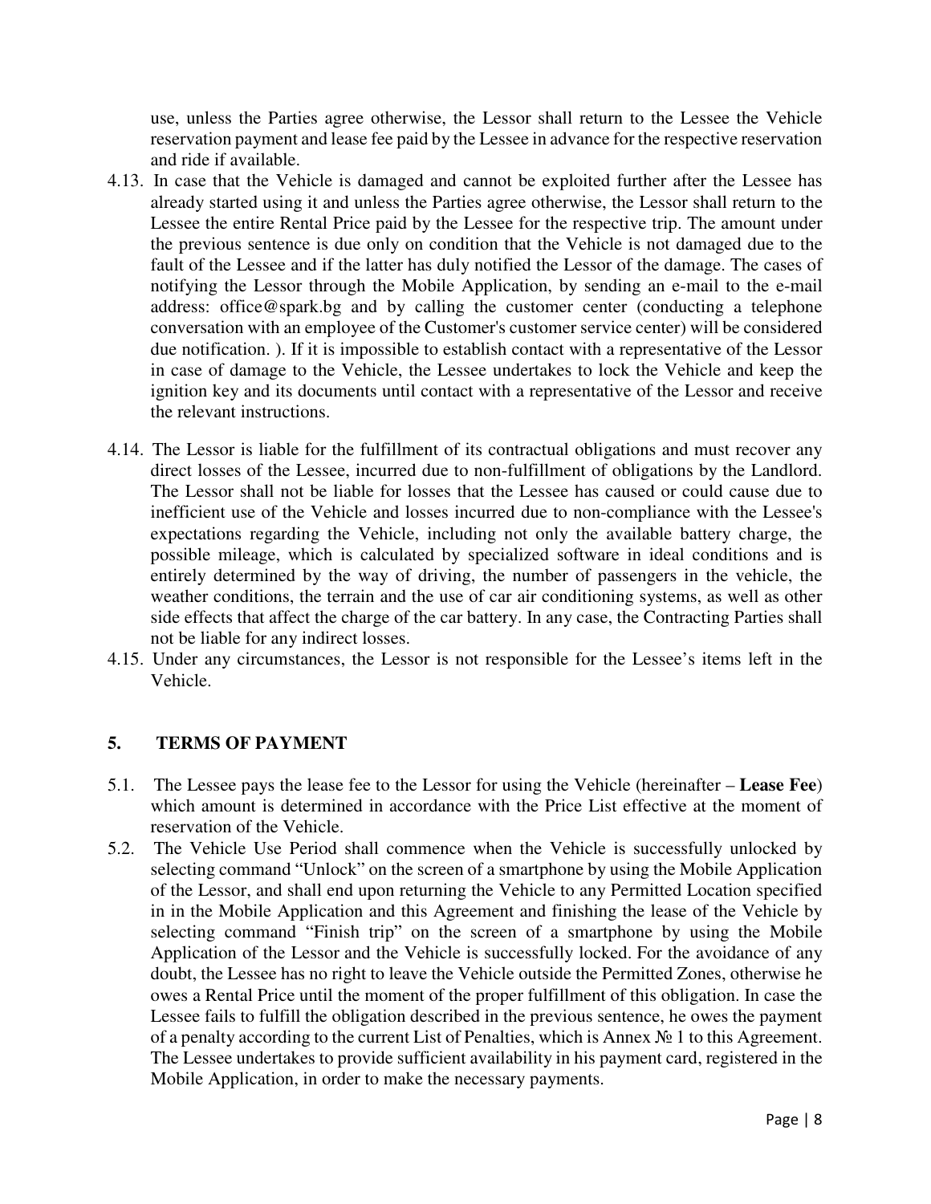use, unless the Parties agree otherwise, the Lessor shall return to the Lessee the Vehicle reservation payment and lease fee paid by the Lessee in advance for the respective reservation and ride if available.

4.13. In case that the Vehicle is damaged and cannot be exploited further after the Lessee has already started using it and unless the Parties agree otherwise, the Lessor shall return to the Lessee the entire Rental Price paid by the Lessee for the respective trip. The amount under the previous sentence is due only on condition that the Vehicle is not damaged due to the fault of the Lessee and if the latter has duly notified the Lessor of the damage. The cases of notifying the Lessor through the Mobile Application, by sending an e-mail to the e-mail address: office@spark.bg and by calling the customer center (conducting a telephone conversation with an employee of the Customer's customer service center) will be considered due notification. ). If it is impossible to establish contact with a representative of the Lessor in case of damage to the Vehicle, the Lessee undertakes to lock the Vehicle and keep the ignition key and its documents until contact with a representative of the Lessor and receive the relevant instructions.

4.14. The Lessor is liable for the fulfillment of its contractual obligations and must recover any direct losses of the Lessee, incurred due to non-fulfillment of obligations by the Landlord. The Lessor shall not be liable for losses that the Lessee has caused or could cause due to inefficient use of the Vehicle and losses incurred due to non-compliance with the Lessee's expectations regarding the Vehicle, including not only the available battery charge, the possible mileage, which is calculated by specialized software in ideal conditions and is entirely determined by the way of driving, the number of passengers in the vehicle, the weather conditions, the terrain and the use of car air conditioning systems, as well as other side effects that affect the charge of the car battery. In any case, the Contracting Parties shall not be liable for any indirect losses.

4.15. Under any circumstances, the Lessor is not responsible for the Lessee's items left in the Vehicle.

## 5. TERMS OF PAYMENT

5.1. The Lessee pays the lease fee to the Lessor for using the Vehicle (hereinafter – **Lease Fee**) which amount is determined in accordance with the Price List effective at the moment of reservation of the Vehicle.

5.2. The Vehicle Use Period shall commence when the Vehicle is successfully unlocked by selecting command "Unlock" on the screen of a smartphone by using the Mobile Application of the Lessor, and shall end upon returning the Vehicle to any Permitted Location specified in in the Mobile Application and this Agreement and finishing the lease of the Vehicle by selecting command "Finish trip" on the screen of a smartphone by using the Mobile Application of the Lessor and the Vehicle is successfully locked. For the avoidance of any doubt, the Lessee has no right to leave the Vehicle outside the Permitted Zones, otherwise he owes a Rental Price until the moment of the proper fulfillment of this obligation. In case the Lessee fails to fulfill the obligation described in the previous sentence, he owes the payment of a penalty according to the current List of Penalties, which is Annex № 1 to this Agreement. The Lessee undertakes to provide sufficient availability in his payment card, registered in the Mobile Application, in order to make the necessary payments.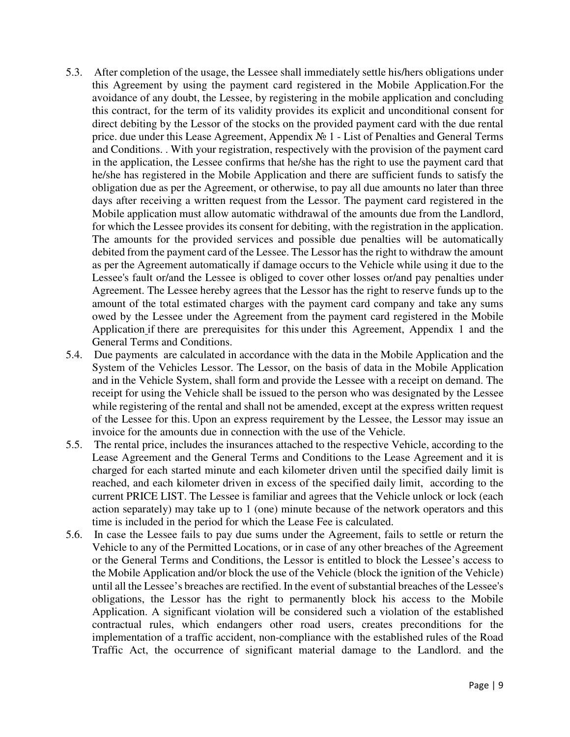5.3. After completion of the usage, the Lessee shall immediately settle his/hers obligations under this Agreement by using the payment card registered in the Mobile Application.For the avoidance of any doubt, the Lessee, by registering in the mobile application and concluding this contract, for the term of its validity provides its explicit and unconditional consent for direct debiting by the Lessor of the stocks on the provided payment card with the due rental price. due under this Lease Agreement, Appendix № 1 - List of Penalties and General Terms and Conditions. . With your registration, respectively with the provision of the payment card in the application, the Lessee confirms that he/she has the right to use the payment card that he/she has registered in the Mobile Application and there are sufficient funds to satisfy the obligation due as per the Agreement, or otherwise, to pay all due amounts no later than three days after receiving a written request from the Lessor. The payment card registered in the Mobile application must allow automatic withdrawal of the amounts due from the Landlord, for which the Lessee provides its consent for debiting, with the registration in the application. The amounts for the provided services and possible due penalties will be automatically debited from the payment card of the Lessee. The Lessor has the right to withdraw the amount as per the Agreement automatically if damage occurs to the Vehicle while using it due to the Lessee's fault or/and the Lessee is obliged to cover other losses or/and pay penalties under Agreement. The Lessee hereby agrees that the Lessor has the right to reserve funds up to the amount of the total estimated charges with the payment card company and take any sums owed by the Lessee under the Agreement from the payment card registered in the Mobile Application if there are prerequisites for this under this Agreement, Appendix 1 and the General Terms and Conditions.

5.4. Due payments are calculated in accordance with the data in the Mobile Application and the System of the Vehicles Lessor. The Lessor, on the basis of data in the Mobile Application and in the Vehicle System, shall form and provide the Lessee with a receipt on demand. The receipt for using the Vehicle shall be issued to the person who was designated by the Lessee while registering of the rental and shall not be amended, except at the express written request of the Lessee for this. Upon an express requirement by the Lessee, the Lessor may issue an invoice for the amounts due in connection with the use of the Vehicle.

5.5. The rental price, includes the insurances attached to the respective Vehicle, according to the Lease Agreement and the General Terms and Conditions to the Lease Agreement and it is charged for each started minute and each kilometer driven until the specified daily limit is reached, and each kilometer driven in excess of the specified daily limit, according to the current PRICE LIST. The Lessee is familiar and agrees that the Vehicle unlock or lock (each action separately) may take up to 1 (one) minute because of the network operators and this time is included in the period for which the Lease Fee is calculated.

5.6. In case the Lessee fails to pay due sums under the Agreement, fails to settle or return the Vehicle to any of the Permitted Locations, or in case of any other breaches of the Agreement or the General Terms and Conditions, the Lessor is entitled to block the Lessee's access to the Mobile Application and/or block the use of the Vehicle (block the ignition of the Vehicle) until all the Lessee's breaches are rectified. In the event of substantial breaches of the Lessee's obligations, the Lessor has the right to permanently block his access to the Mobile Application. A significant violation will be considered such a violation of the established contractual rules, which endangers other road users, creates preconditions for the implementation of a traffic accident, non-compliance with the established rules of the Road Traffic Act, the occurrence of significant material damage to the Landlord. and the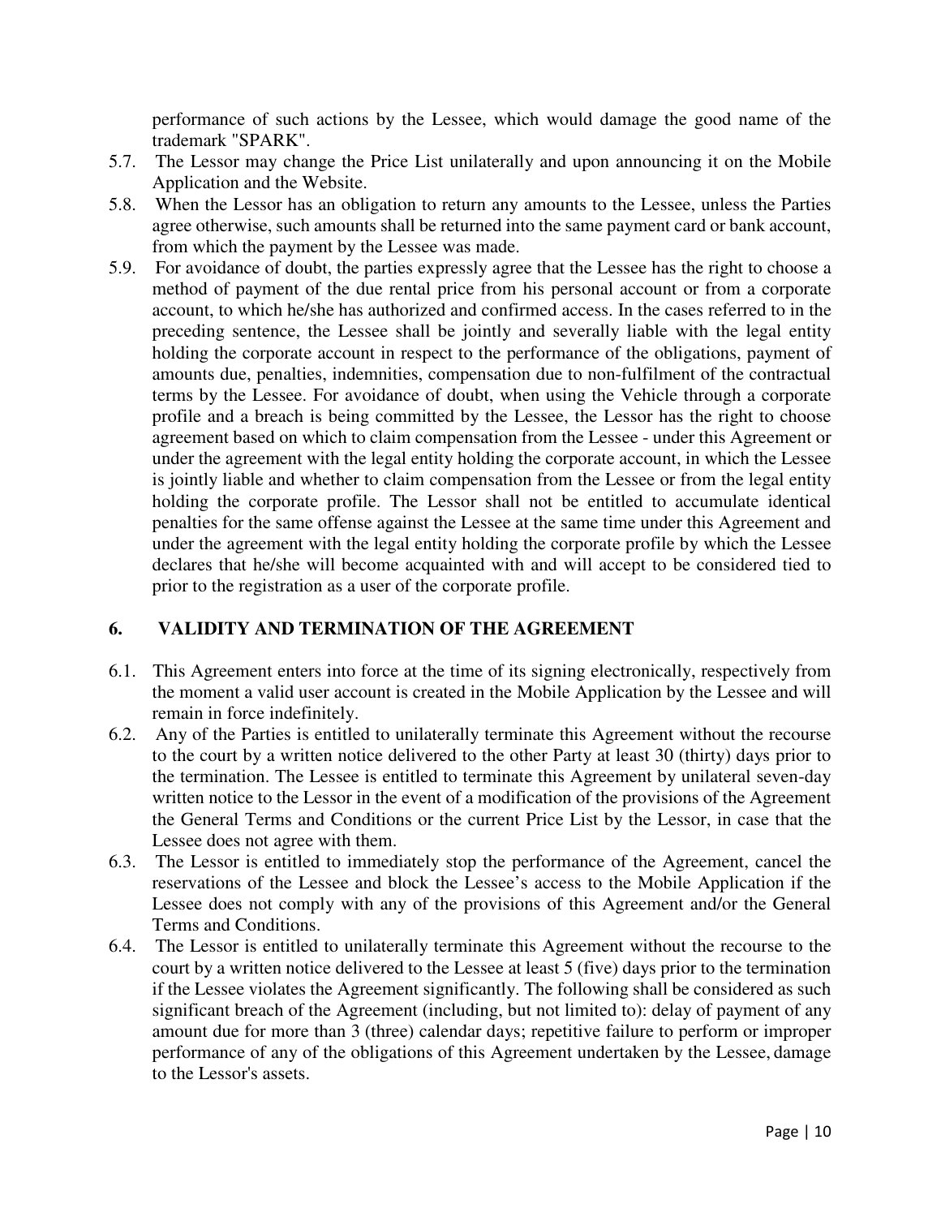performance of such actions by the Lessee, which would damage the good name of the trademark "SPARK".

5.7. The Lessor may change the Price List unilaterally and upon announcing it on the Mobile Application and the Website.

5.8. When the Lessor has an obligation to return any amounts to the Lessee, unless the Parties agree otherwise, such amounts shall be returned into the same payment card or bank account, from which the payment by the Lessee was made.

5.9. For avoidance of doubt, the parties expressly agree that the Lessee has the right to choose a method of payment of the due rental price from his personal account or from a corporate account, to which he/she has authorized and confirmed access. In the cases referred to in the preceding sentence, the Lessee shall be jointly and severally liable with the legal entity holding the corporate account in respect to the performance of the obligations, payment of amounts due, penalties, indemnities, compensation due to non-fulfilment of the contractual terms by the Lessee. For avoidance of doubt, when using the Vehicle through a corporate profile and a breach is being committed by the Lessee, the Lessor has the right to choose agreement based on which to claim compensation from the Lessee - under this Agreement or under the agreement with the legal entity holding the corporate account, in which the Lessee is jointly liable and whether to claim compensation from the Lessee or from the legal entity holding the corporate profile. The Lessor shall not be entitled to accumulate identical penalties for the same offense against the Lessee at the same time under this Agreement and under the agreement with the legal entity holding the corporate profile by which the Lessee declares that he/she will become acquainted with and will accept to be considered tied to prior to the registration as a user of the corporate profile.

## 6. VALIDITY AND TERMINATION OF THE AGREEMENT

6.1. This Agreement enters into force at the time of its signing electronically, respectively from the moment a valid user account is created in the Mobile Application by the Lessee and will remain in force indefinitely.

6.2. Any of the Parties is entitled to unilaterally terminate this Agreement without the recourse to the court by a written notice delivered to the other Party at least 30 (thirty) days prior to the termination. The Lessee is entitled to terminate this Agreement by unilateral seven-day written notice to the Lessor in the event of a modification of the provisions of the Agreement the General Terms and Conditions or the current Price List by the Lessor, in case that the Lessee does not agree with them.

6.3. The Lessor is entitled to immediately stop the performance of the Agreement, cancel the reservations of the Lessee and block the Lessee's access to the Mobile Application if the Lessee does not comply with any of the provisions of this Agreement and/or the General Terms and Conditions.

6.4. The Lessor is entitled to unilaterally terminate this Agreement without the recourse to the court by a written notice delivered to the Lessee at least 5 (five) days prior to the termination if the Lessee violates the Agreement significantly. The following shall be considered as such significant breach of the Agreement (including, but not limited to): delay of payment of any amount due for more than 3 (three) calendar days; repetitive failure to perform or improper performance of any of the obligations of this Agreement undertaken by the Lessee, damage to the Lessor's assets.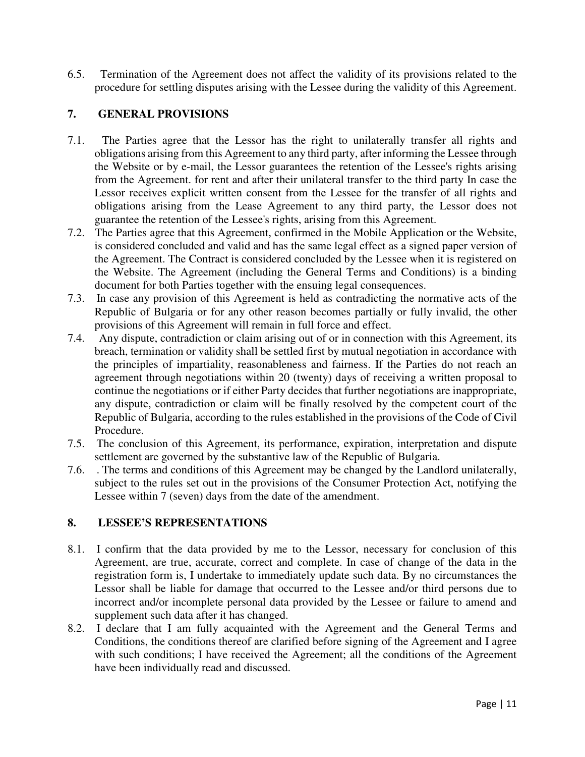6.5. Termination of the Agreement does not affect the validity of its provisions related to the procedure for settling disputes arising with the Lessee during the validity of this Agreement.

## 7. GENERAL PROVISIONS

7.1. The Parties agree that the Lessor has the right to unilaterally transfer all rights and obligations arising from this Agreement to any third party, after informing the Lessee through the Website or by e-mail, the Lessor guarantees the retention of the Lessee's rights arising from the Agreement. for rent and after their unilateral transfer to the third party In case the Lessor receives explicit written consent from the Lessee for the transfer of all rights and obligations arising from the Lease Agreement to any third party, the Lessor does not guarantee the retention of the Lessee's rights, arising from this Agreement.

7.2. The Parties agree that this Agreement, confirmed in the Mobile Application or the Website, is considered concluded and valid and has the same legal effect as a signed paper version of the Agreement. The Contract is considered concluded by the Lessee when it is registered on the Website. The Agreement (including the General Terms and Conditions) is a binding document for both Parties together with the ensuing legal consequences.

7.3. In case any provision of this Agreement is held as contradicting the normative acts of the Republic of Bulgaria or for any other reason becomes partially or fully invalid, the other provisions of this Agreement will remain in full force and effect.

7.4. Any dispute, contradiction or claim arising out of or in connection with this Agreement, its breach, termination or validity shall be settled first by mutual negotiation in accordance with the principles of impartiality, reasonableness and fairness. If the Parties do not reach an agreement through negotiations within 20 (twenty) days of receiving a written proposal to continue the negotiations or if either Party decides that further negotiations are inappropriate, any dispute, contradiction or claim will be finally resolved by the competent court of the Republic of Bulgaria, according to the rules established in the provisions of the Code of Civil Procedure.

7.5. The conclusion of this Agreement, its performance, expiration, interpretation and dispute settlement are governed by the substantive law of the Republic of Bulgaria.

7.6. . The terms and conditions of this Agreement may be changed by the Landlord unilaterally, subject to the rules set out in the provisions of the Consumer Protection Act, notifying the Lessee within 7 (seven) days from the date of the amendment.

## 8. LESSEE'S REPRESENTATIONS

8.1. I confirm that the data provided by me to the Lessor, necessary for conclusion of this Agreement, are true, accurate, correct and complete. In case of change of the data in the registration form is, I undertake to immediately update such data. By no circumstances the Lessor shall be liable for damage that occurred to the Lessee and/or third persons due to incorrect and/or incomplete personal data provided by the Lessee or failure to amend and supplement such data after it has changed.

8.2. I declare that I am fully acquainted with the Agreement and the General Terms and Conditions, the conditions thereof are clarified before signing of the Agreement and I agree with such conditions; I have received the Agreement; all the conditions of the Agreement have been individually read and discussed.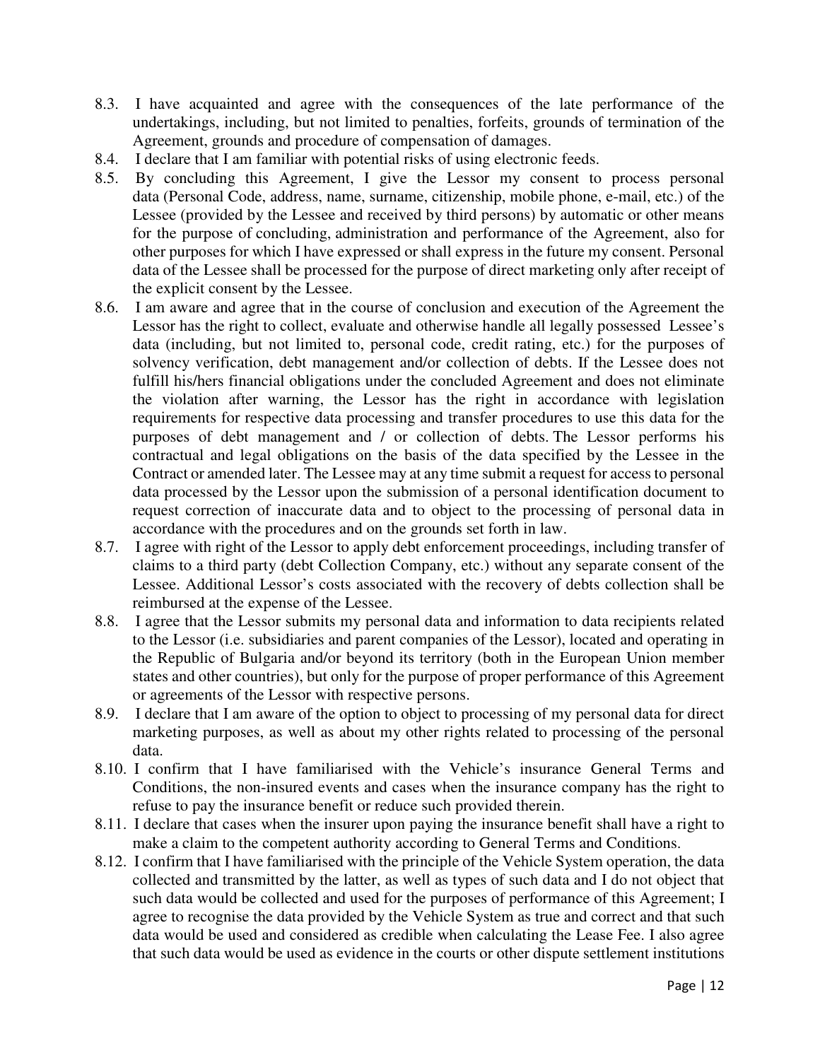8.3. I have acquainted and agree with the consequences of the late performance of the undertakings, including, but not limited to penalties, forfeits, grounds of termination of the Agreement, grounds and procedure of compensation of damages.

8.4. I declare that I am familiar with potential risks of using electronic feeds.

8.5. By concluding this Agreement, I give the Lessor my consent to process personal data (Personal Code, address, name, surname, citizenship, mobile phone, e-mail, etc.) of the Lessee (provided by the Lessee and received by third persons) by automatic or other means for the purpose of concluding, administration and performance of the Agreement, also for other purposes for which I have expressed or shall express in the future my consent. Personal data of the Lessee shall be processed for the purpose of direct marketing only after receipt of the explicit consent by the Lessee.

8.6. I am aware and agree that in the course of conclusion and execution of the Agreement the Lessor has the right to collect, evaluate and otherwise handle all legally possessed Lessee's data (including, but not limited to, personal code, credit rating, etc.) for the purposes of solvency verification, debt management and/or collection of debts. If the Lessee does not fulfill his/hers financial obligations under the concluded Agreement and does not eliminate the violation after warning, the Lessor has the right in accordance with legislation requirements for respective data processing and transfer procedures to use this data for the purposes of debt management and / or collection of debts. The Lessor performs his contractual and legal obligations on the basis of the data specified by the Lessee in the Contract or amended later. The Lessee may at any time submit a request for access to personal data processed by the Lessor upon the submission of a personal identification document to request correction of inaccurate data and to object to the processing of personal data in accordance with the procedures and on the grounds set forth in law.

8.7. I agree with right of the Lessor to apply debt enforcement proceedings, including transfer of claims to a third party (debt Collection Company, etc.) without any separate consent of the Lessee. Additional Lessor's costs associated with the recovery of debts collection shall be reimbursed at the expense of the Lessee.

8.8. I agree that the Lessor submits my personal data and information to data recipients related to the Lessor (i.e. subsidiaries and parent companies of the Lessor), located and operating in the Republic of Bulgaria and/or beyond its territory (both in the European Union member states and other countries), but only for the purpose of proper performance of this Agreement or agreements of the Lessor with respective persons.

8.9. I declare that I am aware of the option to object to processing of my personal data for direct marketing purposes, as well as about my other rights related to processing of the personal data.

8.10. I confirm that I have familiarised with the Vehicle's insurance General Terms and Conditions, the non-insured events and cases when the insurance company has the right to refuse to pay the insurance benefit or reduce such provided therein.

8.11. I declare that cases when the insurer upon paying the insurance benefit shall have a right to make a claim to the competent authority according to General Terms and Conditions.

8.12. I confirm that I have familiarised with the principle of the Vehicle System operation, the data collected and transmitted by the latter, as well as types of such data and I do not object that such data would be collected and used for the purposes of performance of this Agreement; I agree to recognise the data provided by the Vehicle System as true and correct and that such data would be used and considered as credible when calculating the Lease Fee. I also agree that such data would be used as evidence in the courts or other dispute settlement institutions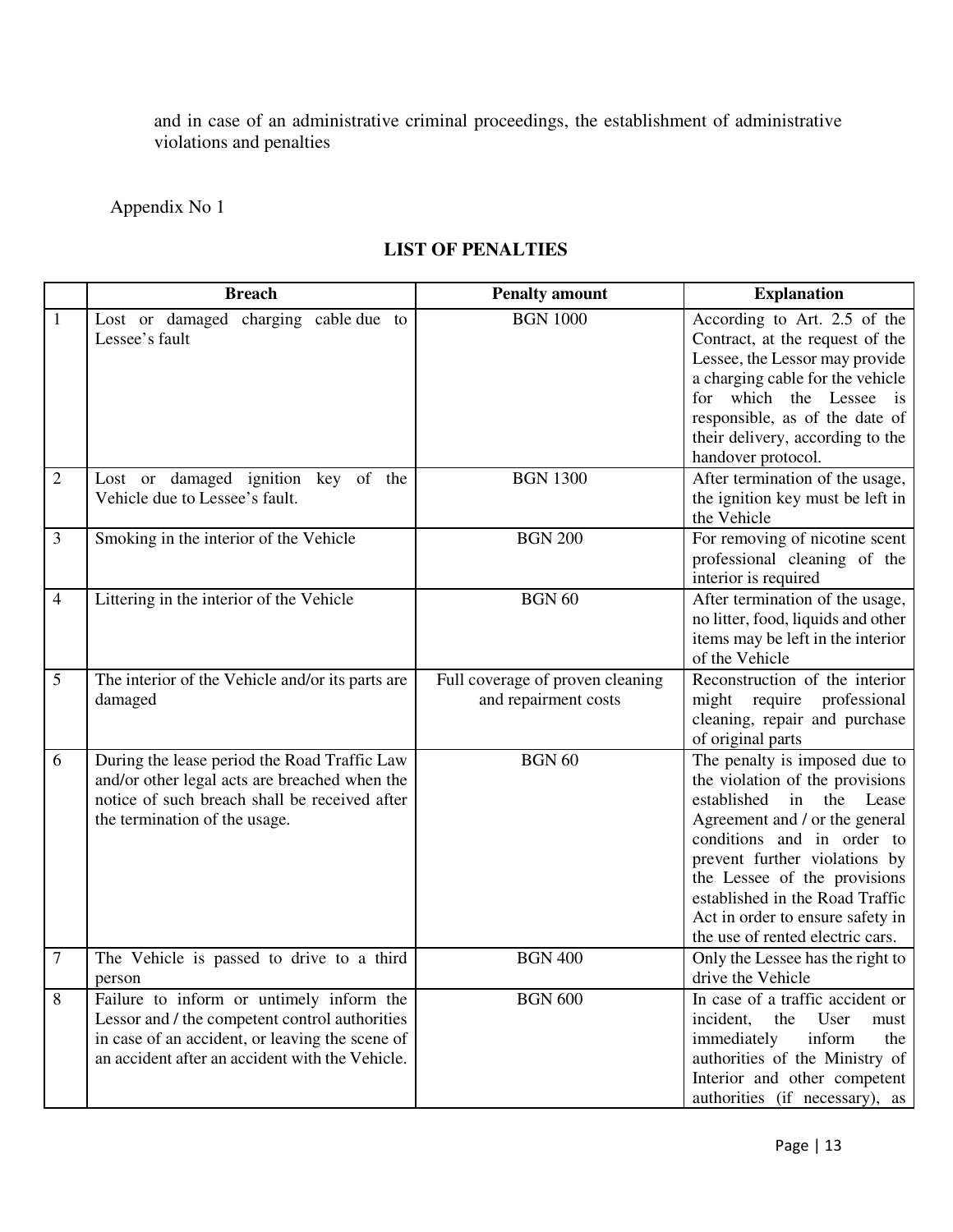and in case of an administrative criminal proceedings, the establishment of administrative violations and penalties

Appendix No 1

**LIST OF PENALTIES**

| | Breach | Penalty amount | Explanation |
|---|---|---|---|
| 1 | Lost or damaged charging cable due to Lessee's fault | BGN 1000 | According to Art. 2.5 of the Contract, at the request of the Lessee, the Lessor may provide a charging cable for the vehicle for which the Lessee is responsible, as of the date of their delivery, according to the handover protocol. |
| 2 | Lost or damaged ignition key of the Vehicle due to Lessee's fault. | BGN 1300 | After termination of the usage, the ignition key must be left in the Vehicle |
| 3 | Smoking in the interior of the Vehicle | BGN 200 | For removing of nicotine scent professional cleaning of the interior is required |
| 4 | Littering in the interior of the Vehicle | BGN 60 | After termination of the usage, no litter, food, liquids and other items may be left in the interior of the Vehicle |
| 5 | The interior of the Vehicle and/or its parts are damaged | Full coverage of proven cleaning and repairment costs | Reconstruction of the interior might require professional cleaning, repair and purchase of original parts |
| 6 | During the lease period the Road Traffic Law and/or other legal acts are breached when the notice of such breach shall be received after the termination of the usage. | BGN 60 | The penalty is imposed due to the violation of the provisions established in the Lease Agreement and / or the general conditions and in order to prevent further violations by the Lessee of the provisions established in the Road Traffic Act in order to ensure safety in the use of rented electric cars. |
| 7 | The Vehicle is passed to drive to a third person | BGN 400 | Only the Lessee has the right to drive the Vehicle |
| 8 | Failure to inform or untimely inform the Lessor and / the competent control authorities in case of an accident, or leaving the scene of an accident after an accident with the Vehicle. | BGN 600 | In case of a traffic accident or incident, the User must immediately inform the authorities of the Ministry of Interior and other competent authorities (if necessary), as |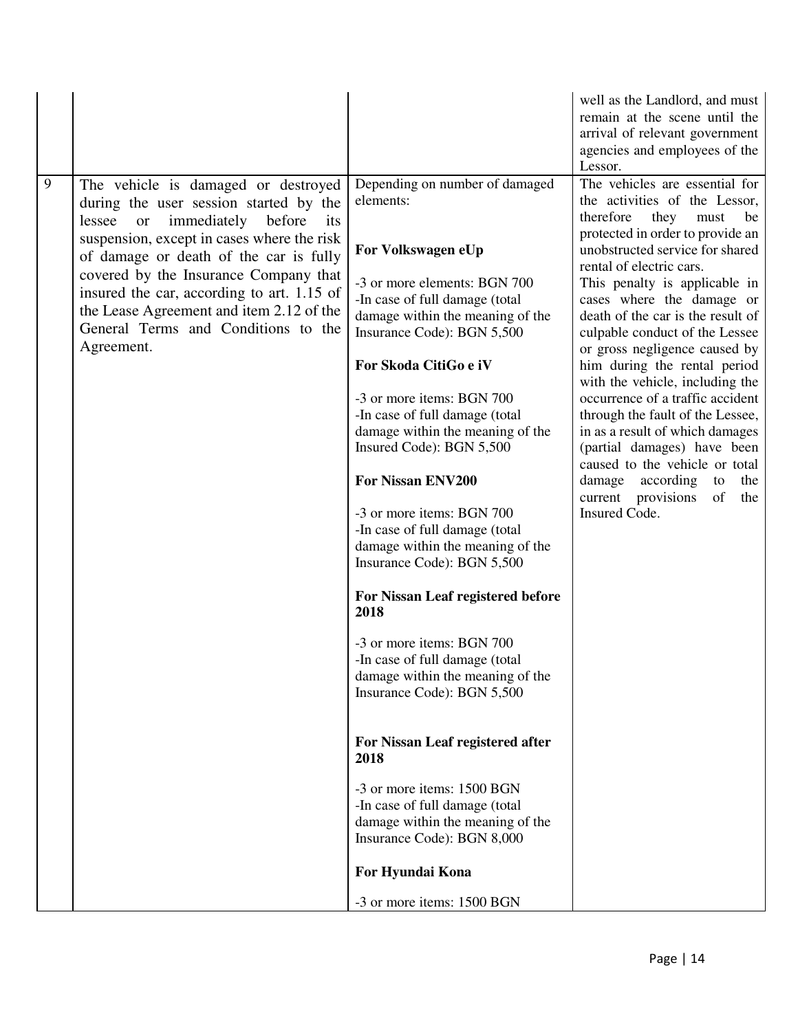| | | | |
|---|---|---|---|
| | | | well as the Landlord, and must remain at the scene until the arrival of relevant government agencies and employees of the Lessor. |
| 9 | The vehicle is damaged or destroyed during the user session started by the lessee or immediately before its suspension, except in cases where the risk of damage or death of the car is fully covered by the Insurance Company that insured the car, according to art. 1.15 of the Lease Agreement and item 2.12 of the General Terms and Conditions to the Agreement. | Depending on number of damaged elements:<br><br>**For Volkswagen eUp**<br><br>-3 or more elements: BGN 700<br>-In case of full damage (total damage within the meaning of the Insurance Code): BGN 5,500<br><br>**For Skoda CitiGo e iV**<br><br>-3 or more items: BGN 700<br>-In case of full damage (total damage within the meaning of the Insured Code): BGN 5,500<br><br>**For Nissan ENV200**<br><br>-3 or more items: BGN 700<br>-In case of full damage (total damage within the meaning of the Insurance Code): BGN 5,500<br><br>**For Nissan Leaf registered before 2018**<br><br>-3 or more items: BGN 700<br>-In case of full damage (total damage within the meaning of the Insurance Code): BGN 5,500<br><br>**For Nissan Leaf registered after 2018**<br><br>-3 or more items: 1500 BGN<br>-In case of full damage (total damage within the meaning of the Insurance Code): BGN 8,000<br><br>**For Hyundai Kona**<br><br>-3 or more items: 1500 BGN | The vehicles are essential for the activities of the Lessor, therefore they must be protected in order to provide an unobstructed service for shared rental of electric cars.<br>This penalty is applicable in cases where the damage or death of the car is the result of culpable conduct of the Lessee or gross negligence caused by him during the rental period with the vehicle, including the occurrence of a traffic accident through the fault of the Lessee, in as a result of which damages (partial damages) have been caused to the vehicle or total damage according to the current provisions of the Insured Code. |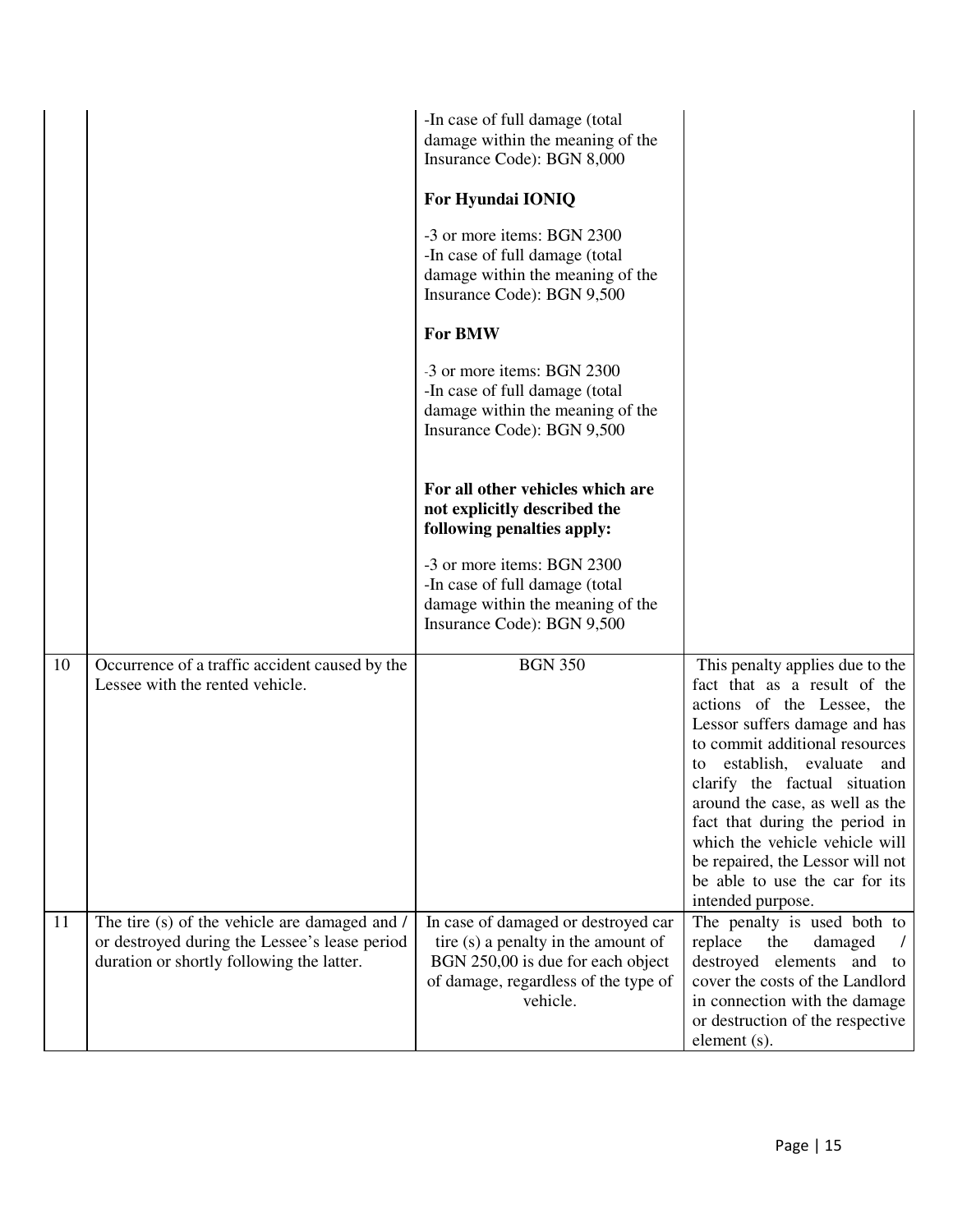| | | | |
|---|---|---|---|
| | | -In case of full damage (total damage within the meaning of the Insurance Code): BGN 8,000<br><br>**For Hyundai IONIQ**<br><br>-3 or more items: BGN 2300<br>-In case of full damage (total damage within the meaning of the Insurance Code): BGN 9,500<br><br>**For BMW**<br><br>-3 or more items: BGN 2300<br>-In case of full damage (total damage within the meaning of the Insurance Code): BGN 9,500<br><br>**For all other vehicles which are not explicitly described the following penalties apply:**<br><br>-3 or more items: BGN 2300<br>-In case of full damage (total damage within the meaning of the Insurance Code): BGN 9,500 | |
| 10 | Occurrence of a traffic accident caused by the Lessee with the rented vehicle. | BGN 350 | This penalty applies due to the fact that as a result of the actions of the Lessee, the Lessor suffers damage and has to commit additional resources to establish, evaluate and clarify the factual situation around the case, as well as the fact that during the period in which the vehicle vehicle will be repaired, the Lessor will not be able to use the car for its intended purpose. |
| 11 | The tire (s) of the vehicle are damaged and / or destroyed during the Lessee's lease period duration or shortly following the latter. | In case of damaged or destroyed car tire (s) a penalty in the amount of BGN 250,00 is due for each object of damage, regardless of the type of vehicle. | The penalty is used both to replace the damaged / destroyed elements and to cover the costs of the Landlord in connection with the damage or destruction of the respective element (s). |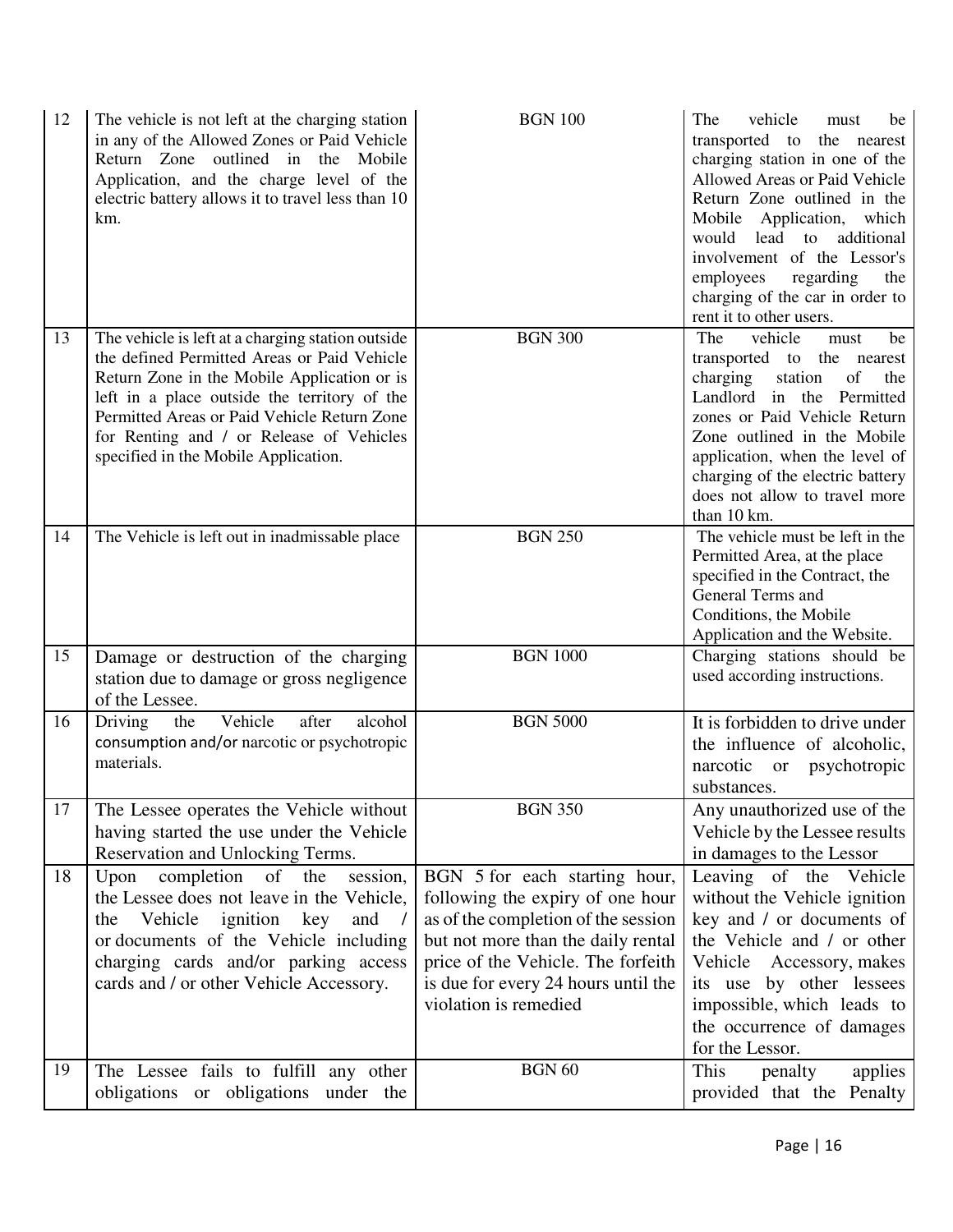| 12 | The vehicle is not left at the charging station in any of the Allowed Zones or Paid Vehicle Return Zone outlined in the Mobile Application, and the charge level of the electric battery allows it to travel less than 10 km. | BGN 100 | The vehicle must be transported to the nearest charging station in one of the Allowed Areas or Paid Vehicle Return Zone outlined in the Mobile Application, which would lead to additional involvement of the Lessor's employees regarding the charging of the car in order to rent it to other users. |
|---|---|---|---|
| 13 | The vehicle is left at a charging station outside the defined Permitted Areas or Paid Vehicle Return Zone in the Mobile Application or is left in a place outside the territory of the Permitted Areas or Paid Vehicle Return Zone for Renting and / or Release of Vehicles specified in the Mobile Application. | BGN 300 | The vehicle must be transported to the nearest charging station of the Landlord in the Permitted zones or Paid Vehicle Return Zone outlined in the Mobile application, when the level of charging of the electric battery does not allow to travel more than 10 km. |
| 14 | The Vehicle is left out in inadmissable place | BGN 250 | The vehicle must be left in the Permitted Area, at the place specified in the Contract, the General Terms and Conditions, the Mobile Application and the Website. |
| 15 | Damage or destruction of the charging station due to damage or gross negligence of the Lessee. | BGN 1000 | Charging stations should be used according instructions. |
| 16 | Driving the Vehicle after alcohol consumption and/or narcotic or psychotropic materials. | BGN 5000 | It is forbidden to drive under the influence of alcoholic, narcotic or psychotropic substances. |
| 17 | The Lessee operates the Vehicle without having started the use under the Vehicle Reservation and Unlocking Terms. | BGN 350 | Any unauthorized use of the Vehicle by the Lessee results in damages to the Lessor |
| 18 | Upon completion of the session, the Lessee does not leave in the Vehicle, the Vehicle ignition key and / or documents of the Vehicle including charging cards and/or parking access cards and / or other Vehicle Accessory. | BGN 5 for each starting hour, following the expiry of one hour as of the completion of the session but not more than the daily rental price of the Vehicle. The forfeith is due for every 24 hours until the violation is remedied | Leaving of the Vehicle without the Vehicle ignition key and / or documents of the Vehicle and / or other Vehicle Accessory, makes its use by other lessees impossible, which leads to the occurrence of damages for the Lessor. |
| 19 | The Lessee fails to fulfill any other obligations or obligations under the | BGN 60 | This penalty applies provided that the Penalty |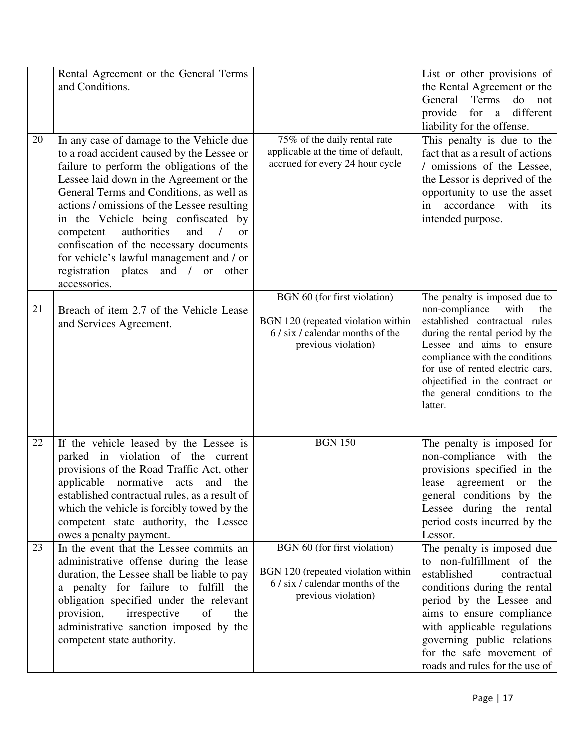| | | | |
|---|---|---|---|
| | Rental Agreement or the General Terms and Conditions. | | List or other provisions of the Rental Agreement or the General Terms do not provide for a different liability for the offense. |
| 20 | In any case of damage to the Vehicle due to a road accident caused by the Lessee or failure to perform the obligations of the Lessee laid down in the Agreement or the General Terms and Conditions, as well as actions / omissions of the Lessee resulting in the Vehicle being confiscated by competent authorities and / or confiscation of the necessary documents for vehicle's lawful management and / or registration plates and / or other accessories. | 75% of the daily rental rate applicable at the time of default, accrued for every 24 hour cycle | This penalty is due to the fact that as a result of actions / omissions of the Lessee, the Lessor is deprived of the opportunity to use the asset in accordance with its intended purpose. |
| 21 | Breach of item 2.7 of the Vehicle Lease and Services Agreement. | BGN 60 (for first violation)<br><br>BGN 120 (repeated violation within 6 / six / calendar months of the previous violation) | The penalty is imposed due to non-compliance with the established contractual rules during the rental period by the Lessee and aims to ensure compliance with the conditions for use of rented electric cars, objectified in the contract or the general conditions to the latter. |
| 22 | If the vehicle leased by the Lessee is parked in violation of the current provisions of the Road Traffic Act, other applicable normative acts and the established contractual rules, as a result of which the vehicle is forcibly towed by the competent state authority, the Lessee owes a penalty payment. | BGN 150 | The penalty is imposed for non-compliance with the provisions specified in the lease agreement or the general conditions by the Lessee during the rental period costs incurred by the Lessor. |
| 23 | In the event that the Lessee commits an administrative offense during the lease duration, the Lessee shall be liable to pay a penalty for failure to fulfill the obligation specified under the relevant provision, irrespective of the administrative sanction imposed by the competent state authority. | BGN 60 (for first violation)<br><br>BGN 120 (repeated violation within 6 / six / calendar months of the previous violation) | The penalty is imposed due to non-fulfillment of the established contractual conditions during the rental period by the Lessee and aims to ensure compliance with applicable regulations governing public relations for the safe movement of roads and rules for the use of |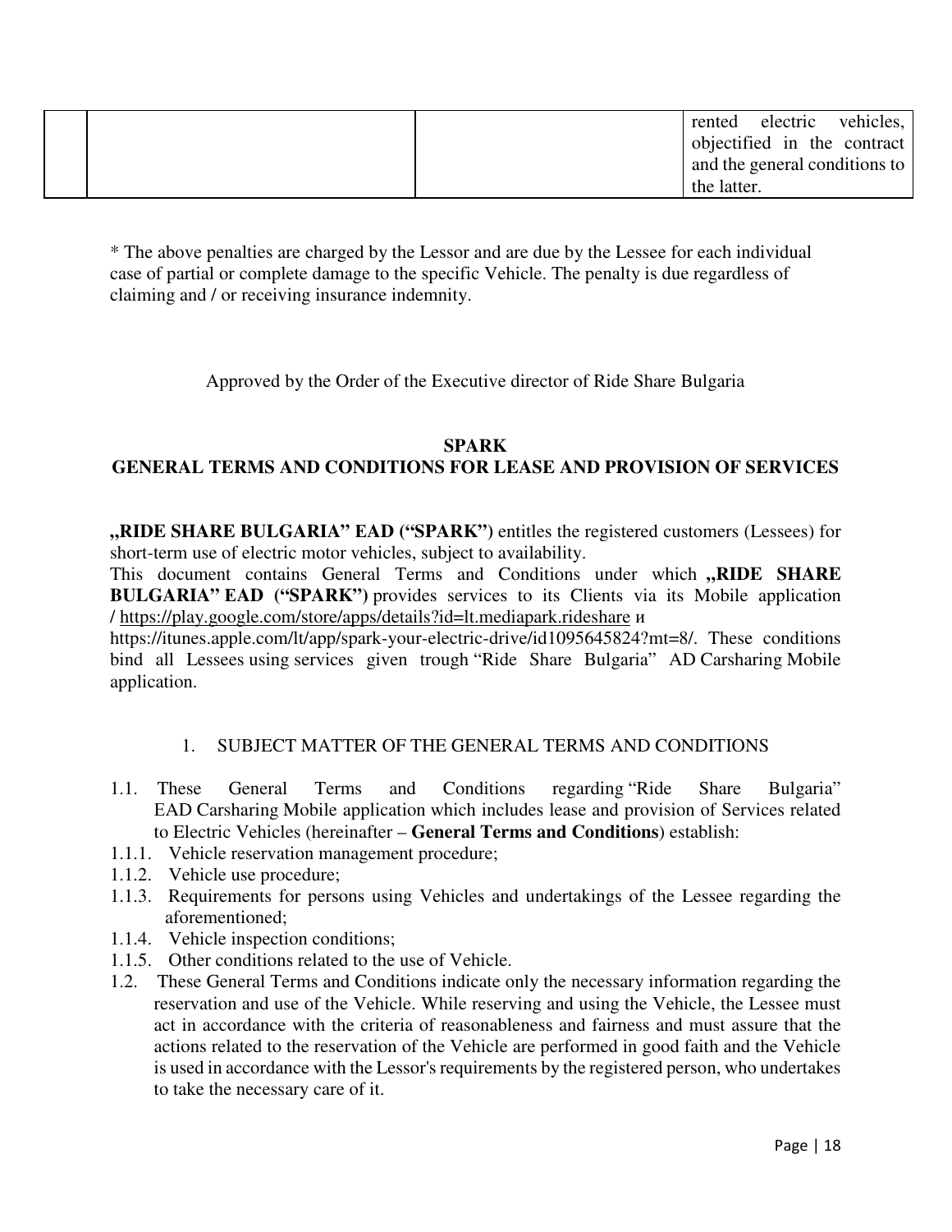| | | | rented electric vehicles, objectified in the contract and the general conditions to the latter. |
|---|---|---|---|

* The above penalties are charged by the Lessor and are due by the Lessee for each individual case of partial or complete damage to the specific Vehicle. The penalty is due regardless of claiming and / or receiving insurance indemnity.

Approved by the Order of the Executive director of Ride Share Bulgaria

**SPARK**
**GENERAL TERMS AND CONDITIONS FOR LEASE AND PROVISION OF SERVICES**

**„RIDE SHARE BULGARIA" EAD ("SPARK")** entitles the registered customers (Lessees) for short-term use of electric motor vehicles, subject to availability.
This document contains General Terms and Conditions under which **„RIDE SHARE BULGARIA" EAD ("SPARK")** provides services to its Clients via its Mobile application / https://play.google.com/store/apps/details?id=lt.mediapark.rideshare и https://itunes.apple.com/lt/app/spark-your-electric-drive/id1095645824?mt=8/. These conditions bind all Lessees using services given trough "Ride Share Bulgaria" AD Carsharing Mobile application.

1. SUBJECT MATTER OF THE GENERAL TERMS AND CONDITIONS

1.1. These General Terms and Conditions regarding "Ride Share Bulgaria" EAD Carsharing Mobile application which includes lease and provision of Services related to Electric Vehicles (hereinafter – **General Terms and Conditions**) establish:
1.1.1. Vehicle reservation management procedure;
1.1.2. Vehicle use procedure;
1.1.3. Requirements for persons using Vehicles and undertakings of the Lessee regarding the aforementioned;
1.1.4. Vehicle inspection conditions;
1.1.5. Other conditions related to the use of Vehicle.
1.2. These General Terms and Conditions indicate only the necessary information regarding the reservation and use of the Vehicle. While reserving and using the Vehicle, the Lessee must act in accordance with the criteria of reasonableness and fairness and must assure that the actions related to the reservation of the Vehicle are performed in good faith and the Vehicle is used in accordance with the Lessor's requirements by the registered person, who undertakes to take the necessary care of it.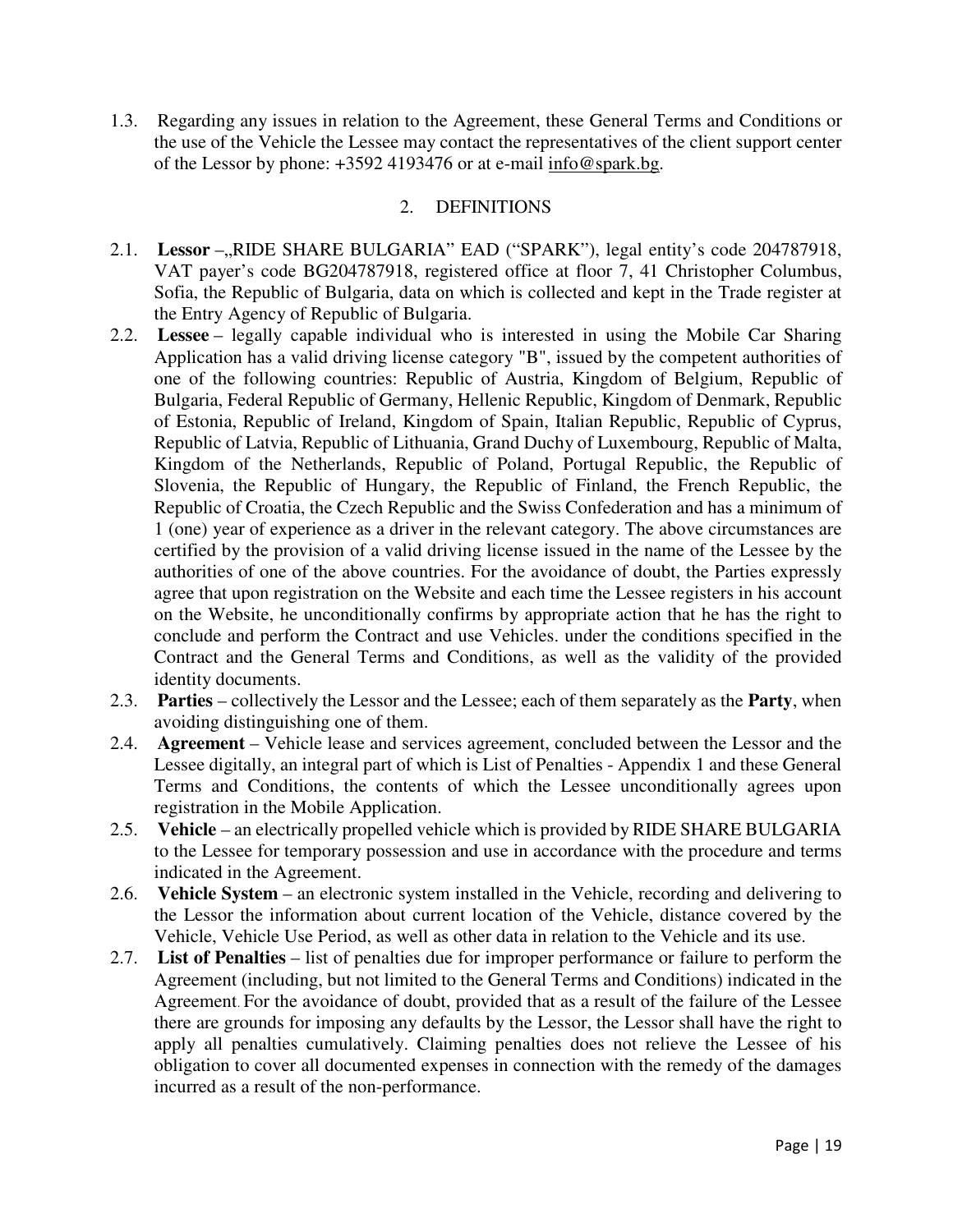1.3. Regarding any issues in relation to the Agreement, these General Terms and Conditions or the use of the Vehicle the Lessee may contact the representatives of the client support center of the Lessor by phone: +3592 4193476 or at e-mail info@spark.bg.

## 2. DEFINITIONS

2.1. **Lessor** –„RIDE SHARE BULGARIA" EAD ("SPARK"), legal entity's code 204787918, VAT payer's code BG204787918, registered office at floor 7, 41 Christopher Columbus, Sofia, the Republic of Bulgaria, data on which is collected and kept in the Trade register at the Entry Agency of Republic of Bulgaria.

2.2. **Lessee** – legally capable individual who is interested in using the Mobile Car Sharing Application has a valid driving license category "B", issued by the competent authorities of one of the following countries: Republic of Austria, Kingdom of Belgium, Republic of Bulgaria, Federal Republic of Germany, Hellenic Republic, Kingdom of Denmark, Republic of Estonia, Republic of Ireland, Kingdom of Spain, Italian Republic, Republic of Cyprus, Republic of Latvia, Republic of Lithuania, Grand Duchy of Luxembourg, Republic of Malta, Kingdom of the Netherlands, Republic of Poland, Portugal Republic, the Republic of Slovenia, the Republic of Hungary, the Republic of Finland, the French Republic, the Republic of Croatia, the Czech Republic and the Swiss Confederation and has a minimum of 1 (one) year of experience as a driver in the relevant category. The above circumstances are certified by the provision of a valid driving license issued in the name of the Lessee by the authorities of one of the above countries. For the avoidance of doubt, the Parties expressly agree that upon registration on the Website and each time the Lessee registers in his account on the Website, he unconditionally confirms by appropriate action that he has the right to conclude and perform the Contract and use Vehicles. under the conditions specified in the Contract and the General Terms and Conditions, as well as the validity of the provided identity documents.

2.3. **Parties** – collectively the Lessor and the Lessee; each of them separately as the **Party**, when avoiding distinguishing one of them.

2.4. **Agreement** – Vehicle lease and services agreement, concluded between the Lessor and the Lessee digitally, an integral part of which is List of Penalties - Appendix 1 and these General Terms and Conditions, the contents of which the Lessee unconditionally agrees upon registration in the Mobile Application.

2.5. **Vehicle** – an electrically propelled vehicle which is provided by RIDE SHARE BULGARIA to the Lessee for temporary possession and use in accordance with the procedure and terms indicated in the Agreement.

2.6. **Vehicle System** – an electronic system installed in the Vehicle, recording and delivering to the Lessor the information about current location of the Vehicle, distance covered by the Vehicle, Vehicle Use Period, as well as other data in relation to the Vehicle and its use.

2.7. **List of Penalties** – list of penalties due for improper performance or failure to perform the Agreement (including, but not limited to the General Terms and Conditions) indicated in the Agreement. For the avoidance of doubt, provided that as a result of the failure of the Lessee there are grounds for imposing any defaults by the Lessor, the Lessor shall have the right to apply all penalties cumulatively. Claiming penalties does not relieve the Lessee of his obligation to cover all documented expenses in connection with the remedy of the damages incurred as a result of the non-performance.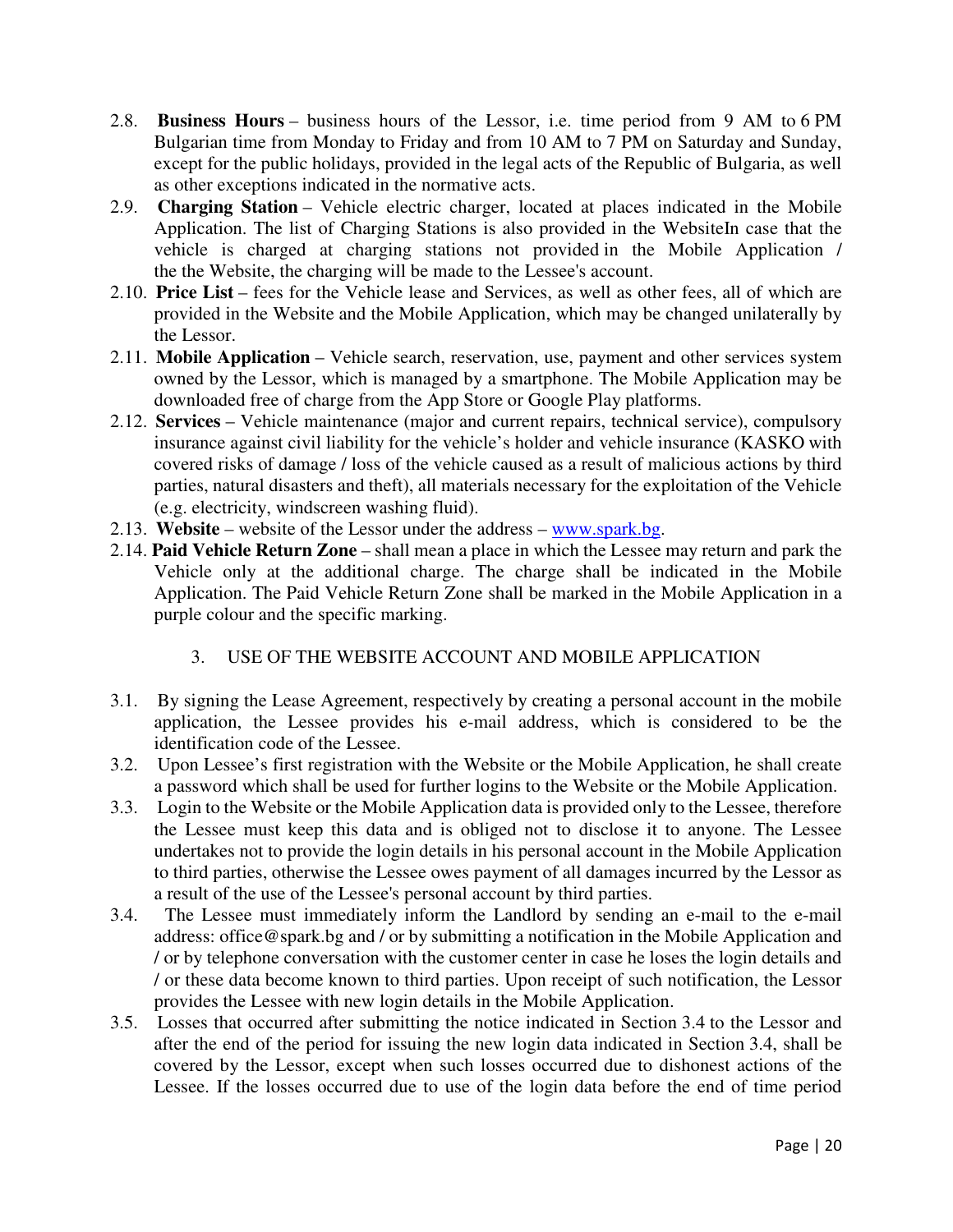2.8. **Business Hours** – business hours of the Lessor, i.e. time period from 9 AM to 6 PM Bulgarian time from Monday to Friday and from 10 AM to 7 PM on Saturday and Sunday, except for the public holidays, provided in the legal acts of the Republic of Bulgaria, as well as other exceptions indicated in the normative acts.

2.9. **Charging Station** – Vehicle electric charger, located at places indicated in the Mobile Application. The list of Charging Stations is also provided in the WebsiteIn case that the vehicle is charged at charging stations not provided in the Mobile Application / the the Website, the charging will be made to the Lessee's account.

2.10. **Price List** – fees for the Vehicle lease and Services, as well as other fees, all of which are provided in the Website and the Mobile Application, which may be changed unilaterally by the Lessor.

2.11. **Mobile Application** – Vehicle search, reservation, use, payment and other services system owned by the Lessor, which is managed by a smartphone. The Mobile Application may be downloaded free of charge from the App Store or Google Play platforms.

2.12. **Services** – Vehicle maintenance (major and current repairs, technical service), compulsory insurance against civil liability for the vehicle's holder and vehicle insurance (KASKO with covered risks of damage / loss of the vehicle caused as a result of malicious actions by third parties, natural disasters and theft), all materials necessary for the exploitation of the Vehicle (e.g. electricity, windscreen washing fluid).

2.13. **Website** – website of the Lessor under the address – [www.spark.bg](http://www.spark.bg).

2.14. **Paid Vehicle Return Zone** – shall mean a place in which the Lessee may return and park the Vehicle only at the additional charge. The charge shall be indicated in the Mobile Application. The Paid Vehicle Return Zone shall be marked in the Mobile Application in a purple colour and the specific marking.

## 3. USE OF THE WEBSITE ACCOUNT AND MOBILE APPLICATION

3.1. By signing the Lease Agreement, respectively by creating a personal account in the mobile application, the Lessee provides his e-mail address, which is considered to be the identification code of the Lessee.

3.2. Upon Lessee's first registration with the Website or the Mobile Application, he shall create a password which shall be used for further logins to the Website or the Mobile Application.

3.3. Login to the Website or the Mobile Application data is provided only to the Lessee, therefore the Lessee must keep this data and is obliged not to disclose it to anyone. The Lessee undertakes not to provide the login details in his personal account in the Mobile Application to third parties, otherwise the Lessee owes payment of all damages incurred by the Lessor as a result of the use of the Lessee's personal account by third parties.

3.4. The Lessee must immediately inform the Landlord by sending an e-mail to the e-mail address: office@spark.bg and / or by submitting a notification in the Mobile Application and / or by telephone conversation with the customer center in case he loses the login details and / or these data become known to third parties. Upon receipt of such notification, the Lessor provides the Lessee with new login details in the Mobile Application.

3.5. Losses that occurred after submitting the notice indicated in Section 3.4 to the Lessor and after the end of the period for issuing the new login data indicated in Section 3.4, shall be covered by the Lessor, except when such losses occurred due to dishonest actions of the Lessee. If the losses occurred due to use of the login data before the end of time period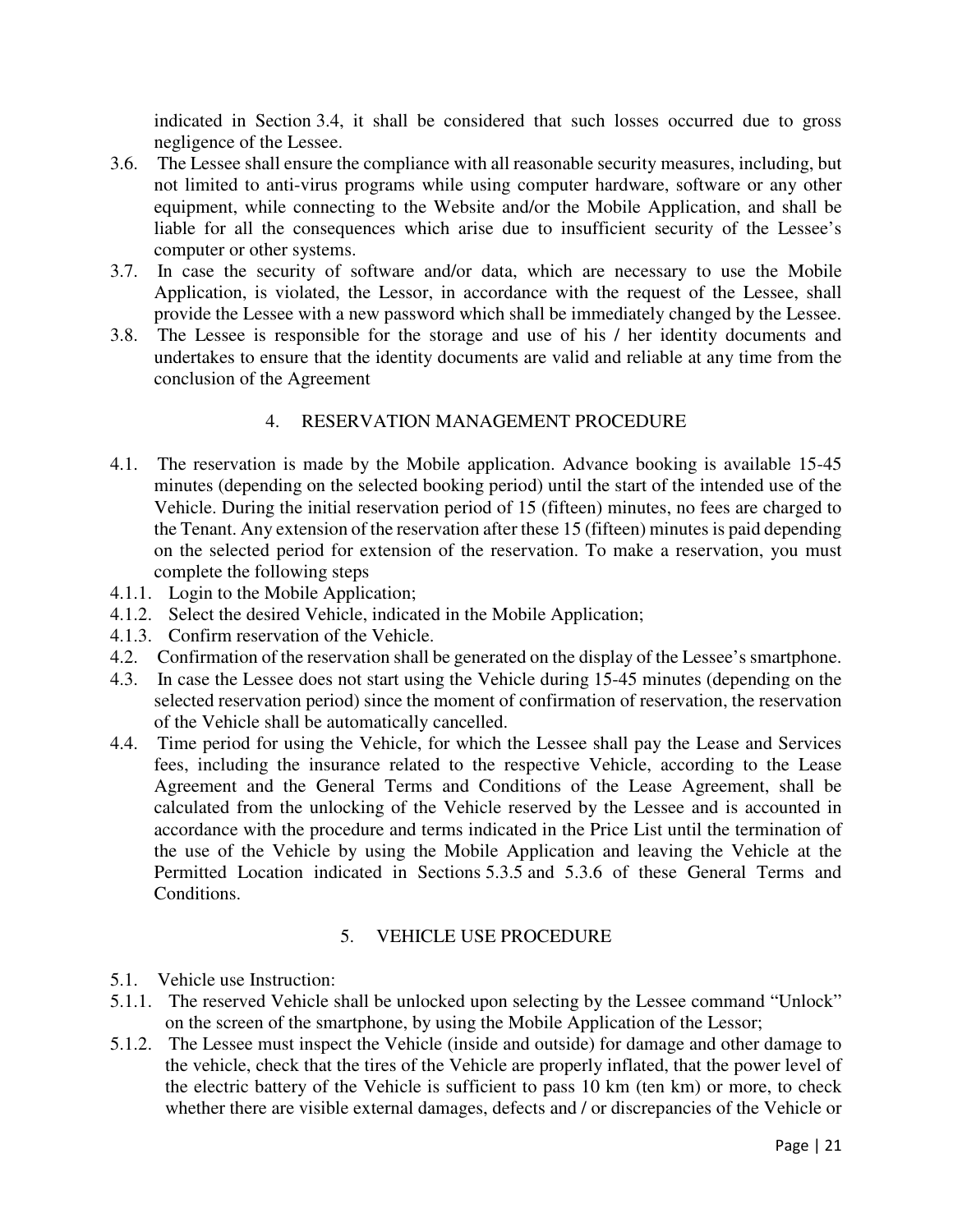indicated in Section 3.4, it shall be considered that such losses occurred due to gross negligence of the Lessee.

3.6. The Lessee shall ensure the compliance with all reasonable security measures, including, but not limited to anti-virus programs while using computer hardware, software or any other equipment, while connecting to the Website and/or the Mobile Application, and shall be liable for all the consequences which arise due to insufficient security of the Lessee's computer or other systems.

3.7. In case the security of software and/or data, which are necessary to use the Mobile Application, is violated, the Lessor, in accordance with the request of the Lessee, shall provide the Lessee with a new password which shall be immediately changed by the Lessee.

3.8. The Lessee is responsible for the storage and use of his / her identity documents and undertakes to ensure that the identity documents are valid and reliable at any time from the conclusion of the Agreement

## 4. RESERVATION MANAGEMENT PROCEDURE

4.1. The reservation is made by the Mobile application. Advance booking is available 15-45 minutes (depending on the selected booking period) until the start of the intended use of the Vehicle. During the initial reservation period of 15 (fifteen) minutes, no fees are charged to the Tenant. Any extension of the reservation after these 15 (fifteen) minutes is paid depending on the selected period for extension of the reservation. To make a reservation, you must complete the following steps

4.1.1. Login to the Mobile Application;

4.1.2. Select the desired Vehicle, indicated in the Mobile Application;

4.1.3. Confirm reservation of the Vehicle.

4.2. Confirmation of the reservation shall be generated on the display of the Lessee's smartphone.

4.3. In case the Lessee does not start using the Vehicle during 15-45 minutes (depending on the selected reservation period) since the moment of confirmation of reservation, the reservation of the Vehicle shall be automatically cancelled.

4.4. Time period for using the Vehicle, for which the Lessee shall pay the Lease and Services fees, including the insurance related to the respective Vehicle, according to the Lease Agreement and the General Terms and Conditions of the Lease Agreement, shall be calculated from the unlocking of the Vehicle reserved by the Lessee and is accounted in accordance with the procedure and terms indicated in the Price List until the termination of the use of the Vehicle by using the Mobile Application and leaving the Vehicle at the Permitted Location indicated in Sections 5.3.5 and 5.3.6 of these General Terms and Conditions.

## 5. VEHICLE USE PROCEDURE

5.1. Vehicle use Instruction:

5.1.1. The reserved Vehicle shall be unlocked upon selecting by the Lessee command "Unlock" on the screen of the smartphone, by using the Mobile Application of the Lessor;

5.1.2. The Lessee must inspect the Vehicle (inside and outside) for damage and other damage to the vehicle, check that the tires of the Vehicle are properly inflated, that the power level of the electric battery of the Vehicle is sufficient to pass 10 km (ten km) or more, to check whether there are visible external damages, defects and / or discrepancies of the Vehicle or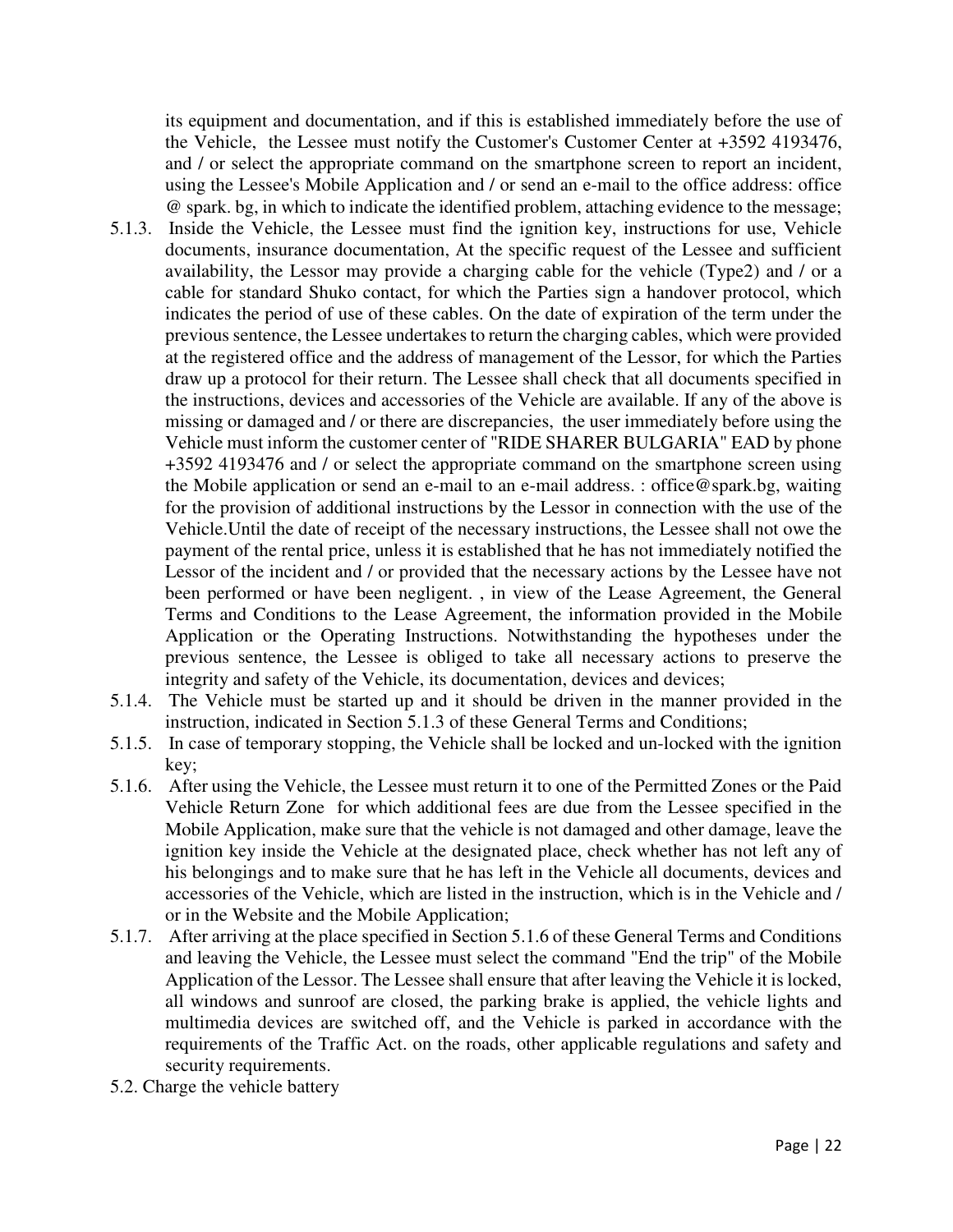its equipment and documentation, and if this is established immediately before the use of the Vehicle, the Lessee must notify the Customer's Customer Center at +3592 4193476, and / or select the appropriate command on the smartphone screen to report an incident, using the Lessee's Mobile Application and / or send an e-mail to the office address: office @ spark. bg, in which to indicate the identified problem, attaching evidence to the message;

5.1.3. Inside the Vehicle, the Lessee must find the ignition key, instructions for use, Vehicle documents, insurance documentation, At the specific request of the Lessee and sufficient availability, the Lessor may provide a charging cable for the vehicle (Type2) and / or a cable for standard Shuko contact, for which the Parties sign a handover protocol, which indicates the period of use of these cables. On the date of expiration of the term under the previous sentence, the Lessee undertakes to return the charging cables, which were provided at the registered office and the address of management of the Lessor, for which the Parties draw up a protocol for their return. The Lessee shall check that all documents specified in the instructions, devices and accessories of the Vehicle are available. If any of the above is missing or damaged and / or there are discrepancies, the user immediately before using the Vehicle must inform the customer center of "RIDE SHARER BULGARIA" EAD by phone +3592 4193476 and / or select the appropriate command on the smartphone screen using the Mobile application or send an e-mail to an e-mail address. : office@spark.bg, waiting for the provision of additional instructions by the Lessor in connection with the use of the Vehicle.Until the date of receipt of the necessary instructions, the Lessee shall not owe the payment of the rental price, unless it is established that he has not immediately notified the Lessor of the incident and / or provided that the necessary actions by the Lessee have not been performed or have been negligent. , in view of the Lease Agreement, the General Terms and Conditions to the Lease Agreement, the information provided in the Mobile Application or the Operating Instructions. Notwithstanding the hypotheses under the previous sentence, the Lessee is obliged to take all necessary actions to preserve the integrity and safety of the Vehicle, its documentation, devices and devices;

5.1.4. The Vehicle must be started up and it should be driven in the manner provided in the instruction, indicated in Section 5.1.3 of these General Terms and Conditions;

5.1.5. In case of temporary stopping, the Vehicle shall be locked and un-locked with the ignition key;

5.1.6. After using the Vehicle, the Lessee must return it to one of the Permitted Zones or the Paid Vehicle Return Zone for which additional fees are due from the Lessee specified in the Mobile Application, make sure that the vehicle is not damaged and other damage, leave the ignition key inside the Vehicle at the designated place, check whether has not left any of his belongings and to make sure that he has left in the Vehicle all documents, devices and accessories of the Vehicle, which are listed in the instruction, which is in the Vehicle and / or in the Website and the Mobile Application;

5.1.7. After arriving at the place specified in Section 5.1.6 of these General Terms and Conditions and leaving the Vehicle, the Lessee must select the command "End the trip" of the Mobile Application of the Lessor. The Lessee shall ensure that after leaving the Vehicle it is locked, all windows and sunroof are closed, the parking brake is applied, the vehicle lights and multimedia devices are switched off, and the Vehicle is parked in accordance with the requirements of the Traffic Act. on the roads, other applicable regulations and safety and security requirements.

5.2. Charge the vehicle battery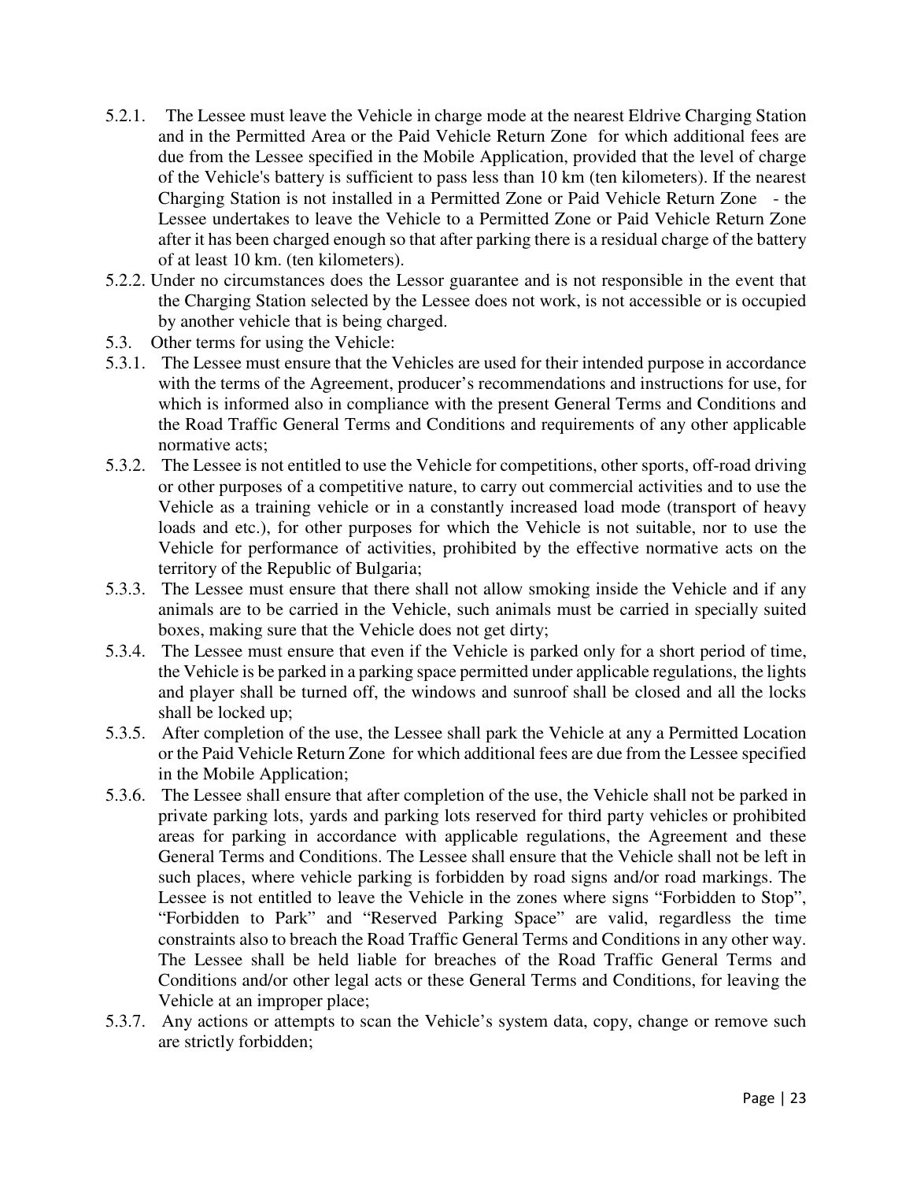5.2.1. The Lessee must leave the Vehicle in charge mode at the nearest Eldrive Charging Station and in the Permitted Area or the Paid Vehicle Return Zone for which additional fees are due from the Lessee specified in the Mobile Application, provided that the level of charge of the Vehicle's battery is sufficient to pass less than 10 km (ten kilometers). If the nearest Charging Station is not installed in a Permitted Zone or Paid Vehicle Return Zone - the Lessee undertakes to leave the Vehicle to a Permitted Zone or Paid Vehicle Return Zone after it has been charged enough so that after parking there is a residual charge of the battery of at least 10 km. (ten kilometers).

5.2.2. Under no circumstances does the Lessor guarantee and is not responsible in the event that the Charging Station selected by the Lessee does not work, is not accessible or is occupied by another vehicle that is being charged.

5.3. Other terms for using the Vehicle:

5.3.1. The Lessee must ensure that the Vehicles are used for their intended purpose in accordance with the terms of the Agreement, producer's recommendations and instructions for use, for which is informed also in compliance with the present General Terms and Conditions and the Road Traffic General Terms and Conditions and requirements of any other applicable normative acts;

5.3.2. The Lessee is not entitled to use the Vehicle for competitions, other sports, off-road driving or other purposes of a competitive nature, to carry out commercial activities and to use the Vehicle as a training vehicle or in a constantly increased load mode (transport of heavy loads and etc.), for other purposes for which the Vehicle is not suitable, nor to use the Vehicle for performance of activities, prohibited by the effective normative acts on the territory of the Republic of Bulgaria;

5.3.3. The Lessee must ensure that there shall not allow smoking inside the Vehicle and if any animals are to be carried in the Vehicle, such animals must be carried in specially suited boxes, making sure that the Vehicle does not get dirty;

5.3.4. The Lessee must ensure that even if the Vehicle is parked only for a short period of time, the Vehicle is be parked in a parking space permitted under applicable regulations, the lights and player shall be turned off, the windows and sunroof shall be closed and all the locks shall be locked up;

5.3.5. After completion of the use, the Lessee shall park the Vehicle at any a Permitted Location or the Paid Vehicle Return Zone for which additional fees are due from the Lessee specified in the Mobile Application;

5.3.6. The Lessee shall ensure that after completion of the use, the Vehicle shall not be parked in private parking lots, yards and parking lots reserved for third party vehicles or prohibited areas for parking in accordance with applicable regulations, the Agreement and these General Terms and Conditions. The Lessee shall ensure that the Vehicle shall not be left in such places, where vehicle parking is forbidden by road signs and/or road markings. The Lessee is not entitled to leave the Vehicle in the zones where signs "Forbidden to Stop", "Forbidden to Park" and "Reserved Parking Space" are valid, regardless the time constraints also to breach the Road Traffic General Terms and Conditions in any other way. The Lessee shall be held liable for breaches of the Road Traffic General Terms and Conditions and/or other legal acts or these General Terms and Conditions, for leaving the Vehicle at an improper place;

5.3.7. Any actions or attempts to scan the Vehicle's system data, copy, change or remove such are strictly forbidden;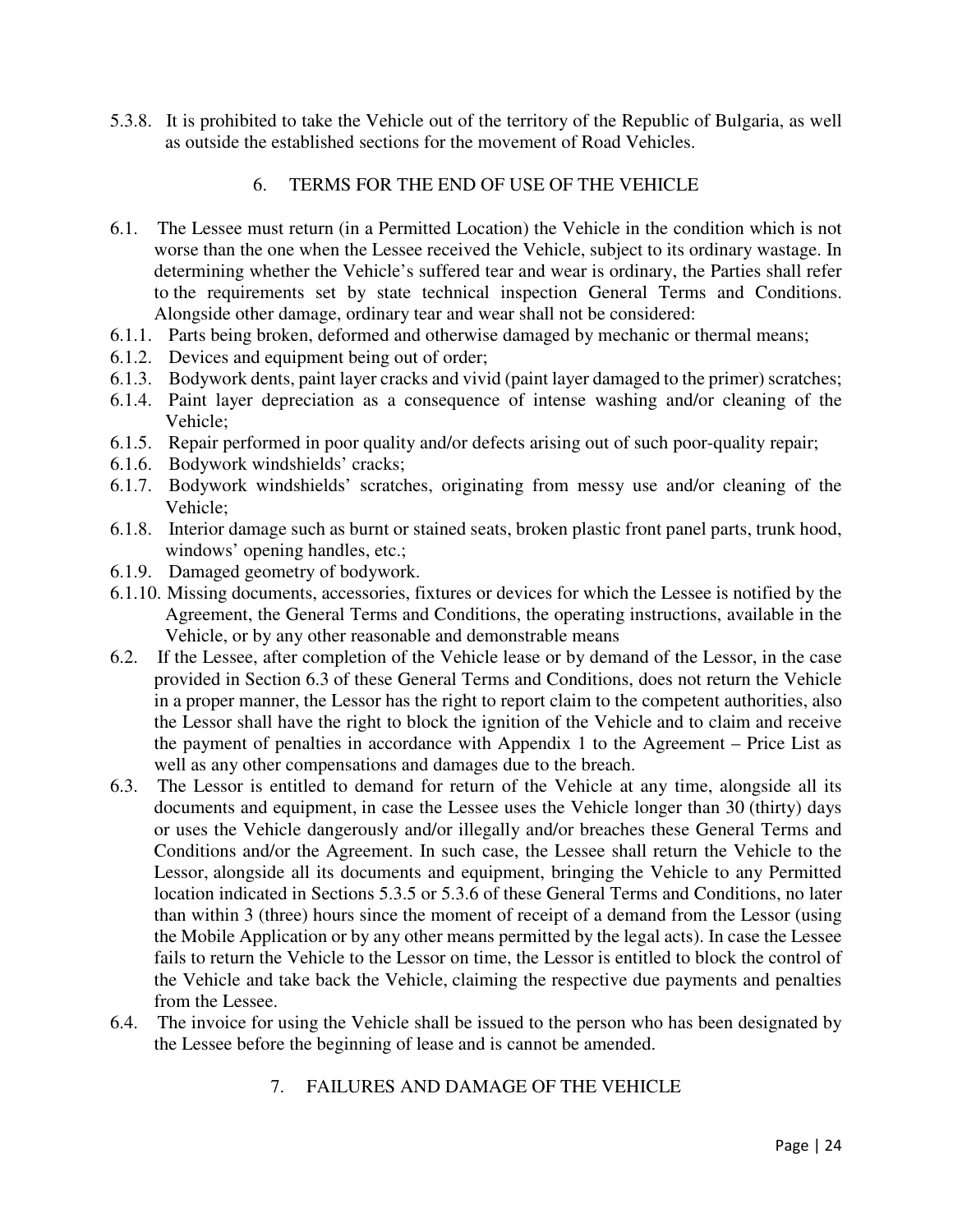5.3.8. It is prohibited to take the Vehicle out of the territory of the Republic of Bulgaria, as well as outside the established sections for the movement of Road Vehicles.

## 6. TERMS FOR THE END OF USE OF THE VEHICLE

6.1. The Lessee must return (in a Permitted Location) the Vehicle in the condition which is not worse than the one when the Lessee received the Vehicle, subject to its ordinary wastage. In determining whether the Vehicle's suffered tear and wear is ordinary, the Parties shall refer to the requirements set by state technical inspection General Terms and Conditions. Alongside other damage, ordinary tear and wear shall not be considered:

6.1.1. Parts being broken, deformed and otherwise damaged by mechanic or thermal means;

6.1.2. Devices and equipment being out of order;

6.1.3. Bodywork dents, paint layer cracks and vivid (paint layer damaged to the primer) scratches;

6.1.4. Paint layer depreciation as a consequence of intense washing and/or cleaning of the Vehicle;

6.1.5. Repair performed in poor quality and/or defects arising out of such poor-quality repair;

6.1.6. Bodywork windshields' cracks;

6.1.7. Bodywork windshields' scratches, originating from messy use and/or cleaning of the Vehicle;

6.1.8. Interior damage such as burnt or stained seats, broken plastic front panel parts, trunk hood, windows' opening handles, etc.;

6.1.9. Damaged geometry of bodywork.

6.1.10. Missing documents, accessories, fixtures or devices for which the Lessee is notified by the Agreement, the General Terms and Conditions, the operating instructions, available in the Vehicle, or by any other reasonable and demonstrable means

6.2. If the Lessee, after completion of the Vehicle lease or by demand of the Lessor, in the case provided in Section 6.3 of these General Terms and Conditions, does not return the Vehicle in a proper manner, the Lessor has the right to report claim to the competent authorities, also the Lessor shall have the right to block the ignition of the Vehicle and to claim and receive the payment of penalties in accordance with Appendix 1 to the Agreement – Price List as well as any other compensations and damages due to the breach.

6.3. The Lessor is entitled to demand for return of the Vehicle at any time, alongside all its documents and equipment, in case the Lessee uses the Vehicle longer than 30 (thirty) days or uses the Vehicle dangerously and/or illegally and/or breaches these General Terms and Conditions and/or the Agreement. In such case, the Lessee shall return the Vehicle to the Lessor, alongside all its documents and equipment, bringing the Vehicle to any Permitted location indicated in Sections 5.3.5 or 5.3.6 of these General Terms and Conditions, no later than within 3 (three) hours since the moment of receipt of a demand from the Lessor (using the Mobile Application or by any other means permitted by the legal acts). In case the Lessee fails to return the Vehicle to the Lessor on time, the Lessor is entitled to block the control of the Vehicle and take back the Vehicle, claiming the respective due payments and penalties from the Lessee.

6.4. The invoice for using the Vehicle shall be issued to the person who has been designated by the Lessee before the beginning of lease and is cannot be amended.

## 7. FAILURES AND DAMAGE OF THE VEHICLE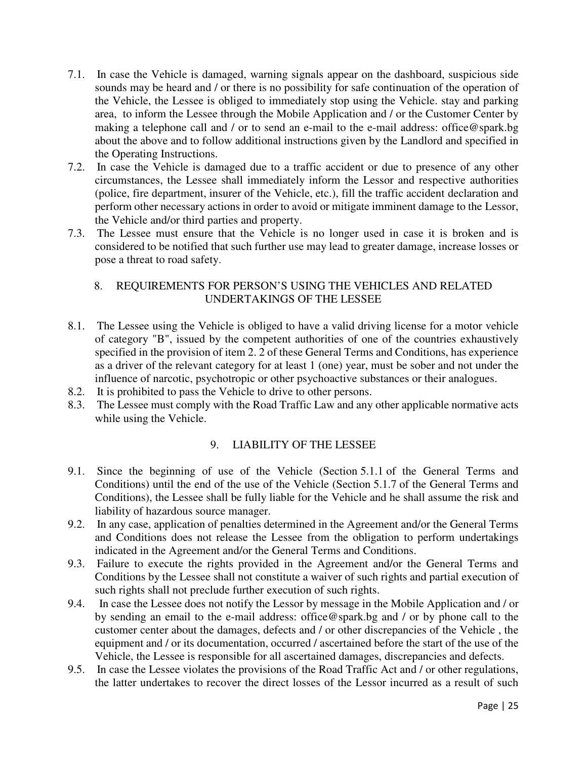7.1. In case the Vehicle is damaged, warning signals appear on the dashboard, suspicious side sounds may be heard and / or there is no possibility for safe continuation of the operation of the Vehicle, the Lessee is obliged to immediately stop using the Vehicle. stay and parking area, to inform the Lessee through the Mobile Application and / or the Customer Center by making a telephone call and / or to send an e-mail to the e-mail address: office@spark.bg about the above and to follow additional instructions given by the Landlord and specified in the Operating Instructions.

7.2. In case the Vehicle is damaged due to a traffic accident or due to presence of any other circumstances, the Lessee shall immediately inform the Lessor and respective authorities (police, fire department, insurer of the Vehicle, etc.), fill the traffic accident declaration and perform other necessary actions in order to avoid or mitigate imminent damage to the Lessor, the Vehicle and/or third parties and property.

7.3. The Lessee must ensure that the Vehicle is no longer used in case it is broken and is considered to be notified that such further use may lead to greater damage, increase losses or pose a threat to road safety.

## 8. REQUIREMENTS FOR PERSON'S USING THE VEHICLES AND RELATED UNDERTAKINGS OF THE LESSEE

8.1. The Lessee using the Vehicle is obliged to have a valid driving license for a motor vehicle of category "B", issued by the competent authorities of one of the countries exhaustively specified in the provision of item 2. 2 of these General Terms and Conditions, has experience as a driver of the relevant category for at least 1 (one) year, must be sober and not under the influence of narcotic, psychotropic or other psychoactive substances or their analogues.

8.2. It is prohibited to pass the Vehicle to drive to other persons.

8.3. The Lessee must comply with the Road Traffic Law and any other applicable normative acts while using the Vehicle.

## 9. LIABILITY OF THE LESSEE

9.1. Since the beginning of use of the Vehicle (Section 5.1.1 of the General Terms and Conditions) until the end of the use of the Vehicle (Section 5.1.7 of the General Terms and Conditions), the Lessee shall be fully liable for the Vehicle and he shall assume the risk and liability of hazardous source manager.

9.2. In any case, application of penalties determined in the Agreement and/or the General Terms and Conditions does not release the Lessee from the obligation to perform undertakings indicated in the Agreement and/or the General Terms and Conditions.

9.3. Failure to execute the rights provided in the Agreement and/or the General Terms and Conditions by the Lessee shall not constitute a waiver of such rights and partial execution of such rights shall not preclude further execution of such rights.

9.4. In case the Lessee does not notify the Lessor by message in the Mobile Application and / or by sending an email to the e-mail address: office@spark.bg and / or by phone call to the customer center about the damages, defects and / or other discrepancies of the Vehicle , the equipment and / or its documentation, occurred / ascertained before the start of the use of the Vehicle, the Lessee is responsible for all ascertained damages, discrepancies and defects.

9.5. In case the Lessee violates the provisions of the Road Traffic Act and / or other regulations, the latter undertakes to recover the direct losses of the Lessor incurred as a result of such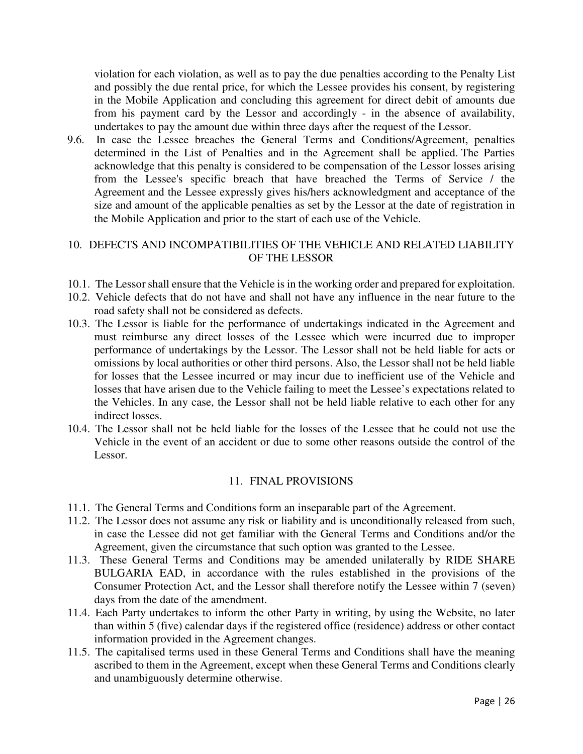violation for each violation, as well as to pay the due penalties according to the Penalty List and possibly the due rental price, for which the Lessee provides his consent, by registering in the Mobile Application and concluding this agreement for direct debit of amounts due from his payment card by the Lessor and accordingly - in the absence of availability, undertakes to pay the amount due within three days after the request of the Lessor.

9.6. In case the Lessee breaches the General Terms and Conditions/Agreement, penalties determined in the List of Penalties and in the Agreement shall be applied. The Parties acknowledge that this penalty is considered to be compensation of the Lessor losses arising from the Lessee's specific breach that have breached the Terms of Service / the Agreement and the Lessee expressly gives his/hers acknowledgment and acceptance of the size and amount of the applicable penalties as set by the Lessor at the date of registration in the Mobile Application and prior to the start of each use of the Vehicle.

## 10. DEFECTS AND INCOMPATIBILITIES OF THE VEHICLE AND RELATED LIABILITY OF THE LESSOR

10.1. The Lessor shall ensure that the Vehicle is in the working order and prepared for exploitation.

10.2. Vehicle defects that do not have and shall not have any influence in the near future to the road safety shall not be considered as defects.

10.3. The Lessor is liable for the performance of undertakings indicated in the Agreement and must reimburse any direct losses of the Lessee which were incurred due to improper performance of undertakings by the Lessor. The Lessor shall not be held liable for acts or omissions by local authorities or other third persons. Also, the Lessor shall not be held liable for losses that the Lessee incurred or may incur due to inefficient use of the Vehicle and losses that have arisen due to the Vehicle failing to meet the Lessee's expectations related to the Vehicles. In any case, the Lessor shall not be held liable relative to each other for any indirect losses.

10.4. The Lessor shall not be held liable for the losses of the Lessee that he could not use the Vehicle in the event of an accident or due to some other reasons outside the control of the Lessor.

## 11. FINAL PROVISIONS

11.1. The General Terms and Conditions form an inseparable part of the Agreement.

11.2. The Lessor does not assume any risk or liability and is unconditionally released from such, in case the Lessee did not get familiar with the General Terms and Conditions and/or the Agreement, given the circumstance that such option was granted to the Lessee.

11.3. These General Terms and Conditions may be amended unilaterally by RIDE SHARE BULGARIA EAD, in accordance with the rules established in the provisions of the Consumer Protection Act, and the Lessor shall therefore notify the Lessee within 7 (seven) days from the date of the amendment.

11.4. Each Party undertakes to inform the other Party in writing, by using the Website, no later than within 5 (five) calendar days if the registered office (residence) address or other contact information provided in the Agreement changes.

11.5. The capitalised terms used in these General Terms and Conditions shall have the meaning ascribed to them in the Agreement, except when these General Terms and Conditions clearly and unambiguously determine otherwise.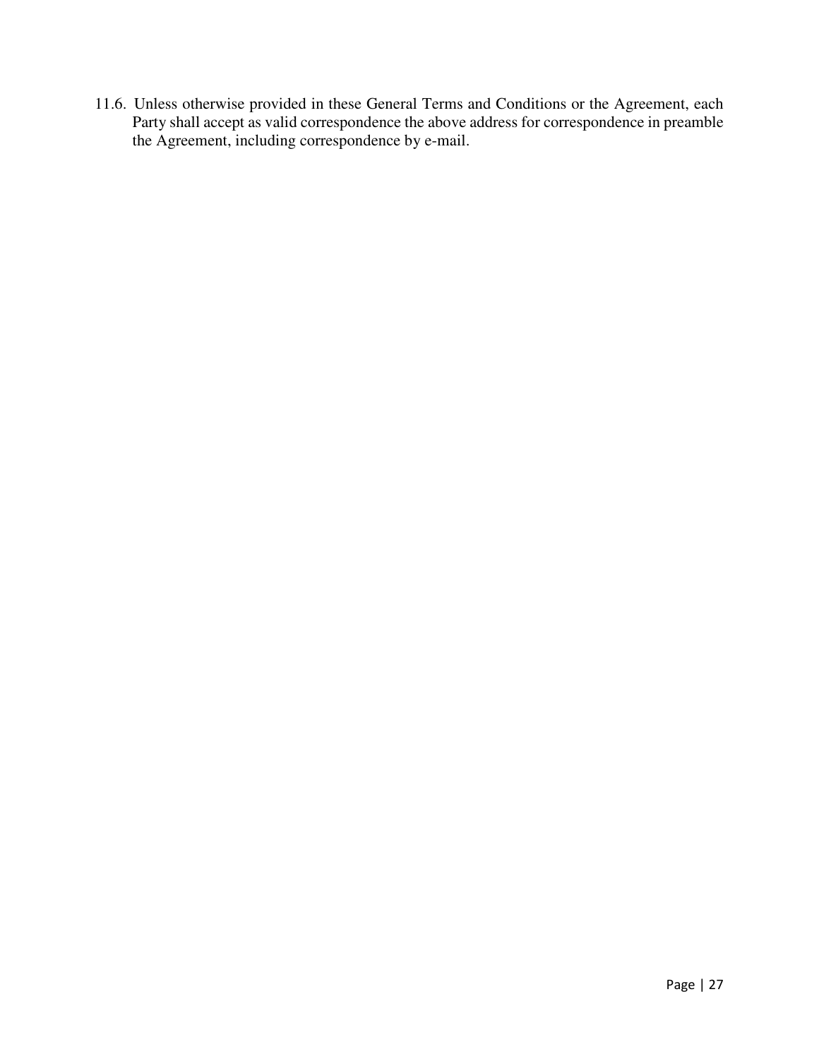11.6. Unless otherwise provided in these General Terms and Conditions or the Agreement, each Party shall accept as valid correspondence the above address for correspondence in preamble the Agreement, including correspondence by e-mail.